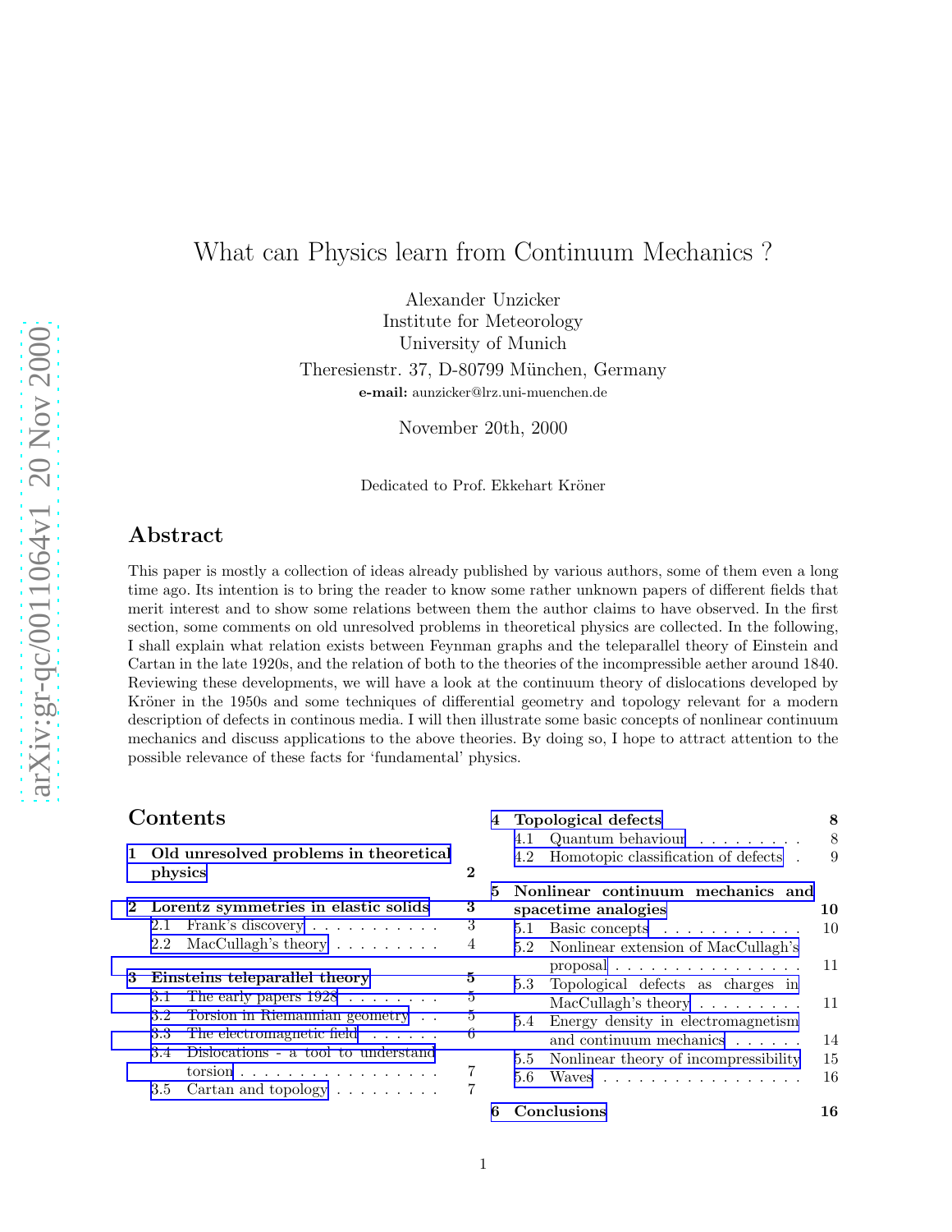# What can Physics learn from Continuum Mechanics ?

Alexander Unzicker
Institute for Meteorology
University of Munich
Theresienstr. 37, D-80799 München, Germany
**e-mail:** aunzicker@lrz.uni-muenchen.de

November 20th, 2000

Dedicated to Prof. Ekkehart Kröner

## Abstract

This paper is mostly a collection of ideas already published by various authors, some of them even a long time ago. Its intention is to bring the reader to know some rather unknown papers of different fields that merit interest and to show some relations between them the author claims to have observed. In the first section, some comments on old unresolved problems in theoretical physics are collected. In the following, I shall explain what relation exists between Feynman graphs and the teleparallel theory of Einstein and Cartan in the late 1920s, and the relation of both to the theories of the incompressible aether around 1840. Reviewing these developments, we will have a look at the continuum theory of dislocations developed by Kröner in the 1950s and some techniques of differential geometry and topology relevant for a modern description of defects in continous media. I will then illustrate some basic concepts of nonlinear continuum mechanics and discuss applications to the above theories. By doing so, I hope to attract attention to the possible relevance of these facts for 'fundamental' physics.

## Contents

**1 Old unresolved problems in theoretical physics** **2**

**2 Lorentz symmetries in elastic solids** **3**
- 2.1 Frank's discovery . . . 3
- 2.2 MacCullagh's theory . . . 4

**3 Einsteins teleparallel theory** **5**
- 3.1 The early papers 1928 . . . 5
- 3.2 Torsion in Riemannian geometry . . . 5
- 3.3 The electromagnetic field . . . 6
- 3.4 Dislocations - a tool to understand torsion . . . 7
- 3.5 Cartan and topology . . . 7

**4 Topological defects** **8**
- 4.1 Quantum behaviour . . . 8
- 4.2 Homotopic classification of defects . . . 9

**5 Nonlinear continuum mechanics and spacetime analogies** **10**
- 5.1 Basic concepts . . . 10
- 5.2 Nonlinear extension of MacCullagh's proposal . . . 11
- 5.3 Topological defects as charges in MacCullagh's theory . . . 11
- 5.4 Energy density in electromagnetism and continuum mechanics . . . 14
- 5.5 Nonlinear theory of incompressibility . . . 15
- 5.6 Waves . . . 16

**6 Conclusions** **16**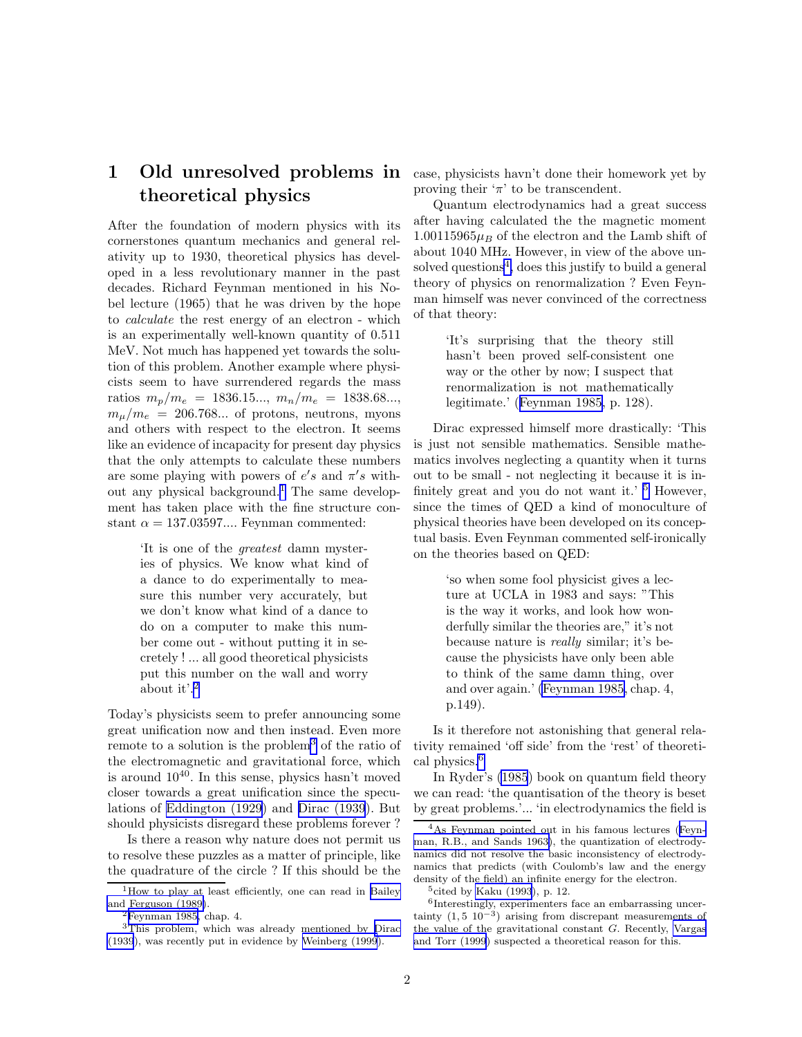# 1 Old unresolved problems in theoretical physics

After the foundation of modern physics with its cornerstones quantum mechanics and general relativity up to 1930, theoretical physics has developed in a less revolutionary manner in the past decades. Richard Feynman mentioned in his Nobel lecture (1965) that he was driven by the hope to *calculate* the rest energy of an electron - which is an experimentally well-known quantity of 0.511 MeV. Not much has happened yet towards the solution of this problem. Another example where physicists seem to have surrendered regards the mass ratios $m_p/m_e = 1836.15...$, $m_n/m_e = 1838.68...$, $m_\mu/m_e = 206.768...$ of protons, neutrons, myons and others with respect to the electron. It seems like an evidence of incapacity for present day physics that the only attempts to calculate these numbers are some playing with powers of $e's$ and $\pi's$ without any physical background.[1] The same development has taken place with the fine structure constant $\alpha = 137.03597....$ Feynman commented:

> 'It is one of the *greatest* damn mysteries of physics. We know what kind of a dance to do experimentally to measure this number very accurately, but we don't know what kind of a dance to do on a computer to make this number come out - without putting it in secretely ! ... all good theoretical physicists put this number on the wall and worry about it'.[2]

Today's physicists seem to prefer announcing some great unification now and then instead. Even more remote to a solution is the problem[3] of the ratio of the electromagnetic and gravitational force, which is around $10^{40}$. In this sense, physics hasn't moved closer towards a great unification since the speculations of Eddington (1929) and Dirac (1939). But should physicists disregard these problems forever ?

Is there a reason why nature does not permit us to resolve these puzzles as a matter of principle, like the quadrature of the circle ? If this should be the case, physicists havn't done their homework yet by proving their '$\pi$' to be transcendent.

Quantum electrodynamics had a great success after having calculated the the magnetic moment $1.00115965\mu_B$ of the electron and the Lamb shift of about 1040 MHz. However, in view of the above unsolved questions[4], does this justify to build a general theory of physics on renormalization ? Even Feynman himself was never convinced of the correctness of that theory:

> 'It's surprising that the theory still hasn't been proved self-consistent one way or the other by now; I suspect that renormalization is not mathematically legitimate.' (Feynman 1985, p. 128).

Dirac expressed himself more drastically: 'This is just not sensible mathematics. Sensible mathematics involves neglecting a quantity when it turns out to be small - not neglecting it because it is infinitely great and you do not want it.' [5] However, since the times of QED a kind of monoculture of physical theories have been developed on its conceptual basis. Even Feynman commented self-ironically on the theories based on QED:

> 'so when some fool physicist gives a lecture at UCLA in 1983 and says: "This is the way it works, and look how wonderfully similar the theories are," it's not because nature is *really* similar; it's because the physicists have only been able to think of the same damn thing, over and over again.' (Feynman 1985, chap. 4, p.149).

Is it therefore not astonishing that general relativity remained 'off side' from the 'rest' of theoretical physics.[6]

In Ryder's (1985) book on quantum field theory we can read: 'the quantisation of the theory is beset by great problems.'... 'in electrodynamics the field is

---

[1] How to play at least efficiently, one can read in Bailey and Ferguson (1989).

[2] Feynman 1985, chap. 4.

[3] This problem, which was already mentioned by Dirac (1939), was recently put in evidence by Weinberg (1999).

[4] As Feynman pointed out in his famous lectures (Feynman, R.B., and Sands 1963), the quantization of electrodynamics did not resolve the basic inconsistency of electrodynamics that predicts (with Coulomb's law and the energy density of the field) an infinite energy for the electron.

[5] cited by Kaku (1993), p. 12.

[6] Interestingly, experimenters face an embarrassing uncertainty $(1,5\ 10^{-3})$ arising from discrepant measurements of the value of the gravitational constant $G$. Recently, Vargas and Torr (1999) suspected a theoretical reason for this.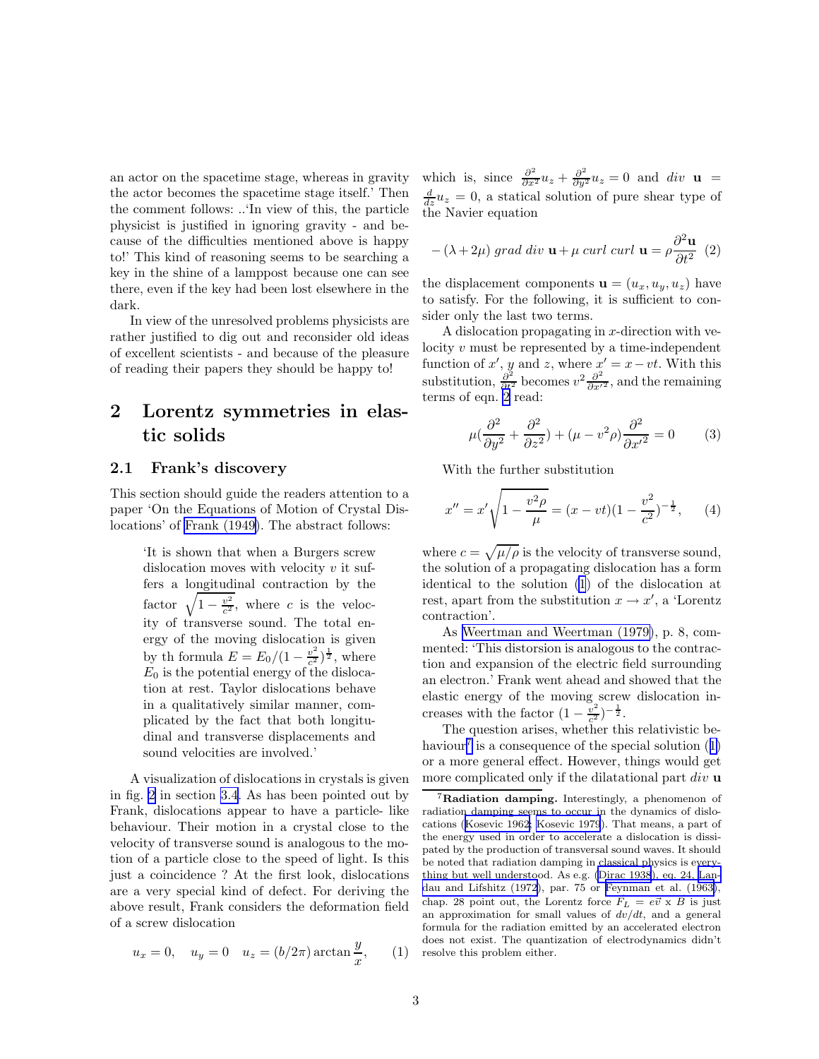an actor on the spacetime stage, whereas in gravity the actor becomes the spacetime stage itself.' Then the comment follows: ..'In view of this, the particle physicist is justified in ignoring gravity - and because of the difficulties mentioned above is happy to!' This kind of reasoning seems to be searching a key in the shine of a lamppost because one can see there, even if the key had been lost elsewhere in the dark.

In view of the unresolved problems physicists are rather justified to dig out and reconsider old ideas of excellent scientists - and because of the pleasure of reading their papers they should be happy to!

# 2 Lorentz symmetries in elastic solids

## 2.1 Frank's discovery

This section should guide the readers attention to a paper 'On the Equations of Motion of Crystal Dislocations' of Frank (1949). The abstract follows:

> 'It is shown that when a Burgers screw dislocation moves with velocity $v$ it suffers a longitudinal contraction by the factor $\sqrt{1-\frac{v^2}{c^2}}$, where $c$ is the velocity of transverse sound. The total energy of the moving dislocation is given by th formula $E = E_0/(1-\frac{v^2}{c^2})^{\frac{1}{2}}$, where $E_0$ is the potential energy of the dislocation at rest. Taylor dislocations behave in a qualitatively similar manner, complicated by the fact that both longitudinal and transverse displacements and sound velocities are involved.'

A visualization of dislocations in crystals is given in fig. 2 in section 3.4. As has been pointed out by Frank, dislocations appear to have a particle- like behaviour. Their motion in a crystal close to the velocity of transverse sound is analogous to the motion of a particle close to the speed of light. Is this just a coincidence ? At the first look, dislocations are a very special kind of defect. For deriving the above result, Frank considers the deformation field of a screw dislocation

$$u_x = 0, \quad u_y = 0 \quad u_z = (b/2\pi)\arctan\frac{y}{x}, \qquad (1)$$

which is, since $\frac{\partial^2}{\partial x^2}u_z + \frac{\partial^2}{\partial y^2}u_z = 0$ and $div\ \mathbf{u} = \frac{d}{dz}u_z = 0$, a statical solution of pure shear type of the Navier equation

$$-(\lambda+2\mu)\ grad\ div\ \mathbf{u} + \mu\ curl\ curl\ \mathbf{u} = \rho\frac{\partial^2 \mathbf{u}}{\partial t^2} \quad (2)$$

the displacement components $\mathbf{u} = (u_x, u_y, u_z)$ have to satisfy. For the following, it is sufficient to consider only the last two terms.

A dislocation propagating in $x$-direction with velocity $v$ must be represented by a time-independent function of $x'$, $y$ and $z$, where $x' = x - vt$. With this substitution, $\frac{\partial^2}{\partial t^2}$ becomes $v^2\frac{\partial^2}{\partial x'^2}$, and the remaining terms of eqn. 2 read:

$$\mu(\frac{\partial^2}{\partial y^2} + \frac{\partial^2}{\partial z^2}) + (\mu - v^2\rho)\frac{\partial^2}{\partial x'^2} = 0 \qquad (3)$$

With the further substitution

$$x'' = x'\sqrt{1-\frac{v^2\rho}{\mu}} = (x-vt)(1-\frac{v^2}{c^2})^{-\frac{1}{2}}, \qquad (4)$$

where $c = \sqrt{\mu/\rho}$ is the velocity of transverse sound, the solution of a propagating dislocation has a form identical to the solution (1) of the dislocation at rest, apart from the substitution $x \to x'$, a 'Lorentz contraction'.

As Weertman and Weertman (1979), p. 8, commented: 'This distorsion is analogous to the contraction and expansion of the electric field surrounding an electron.' Frank went ahead and showed that the elastic energy of the moving screw dislocation increases with the factor $(1-\frac{v^2}{c^2})^{-\frac{1}{2}}$.

The question arises, whether this relativistic behaviour[7] is a consequence of the special solution (1) or a more general effect. However, things would get more complicated only if the dilatational part $div\ \mathbf{u}$

[7] **Radiation damping.** Interestingly, a phenomenon of radiation damping seems to occur in the dynamics of dislocations (Kosevic 1962; Kosevic 1979). That means, a part of the energy used in order to accelerate a dislocation is dissipated by the production of transversal sound waves. It should be noted that radiation damping in classical physics is everything but well understood. As e.g. (Dirac 1938), eq. 24, Landau and Lifshitz (1972), par. 75 or Feynman et al. (1963), chap. 28 point out, the Lorentz force $F_L = e\vec{v} \times B$ is just an approximation for small values of $dv/dt$, and a general formula for the radiation emitted by an accelerated electron does not exist. The quantization of electrodynamics didn't resolve this problem either.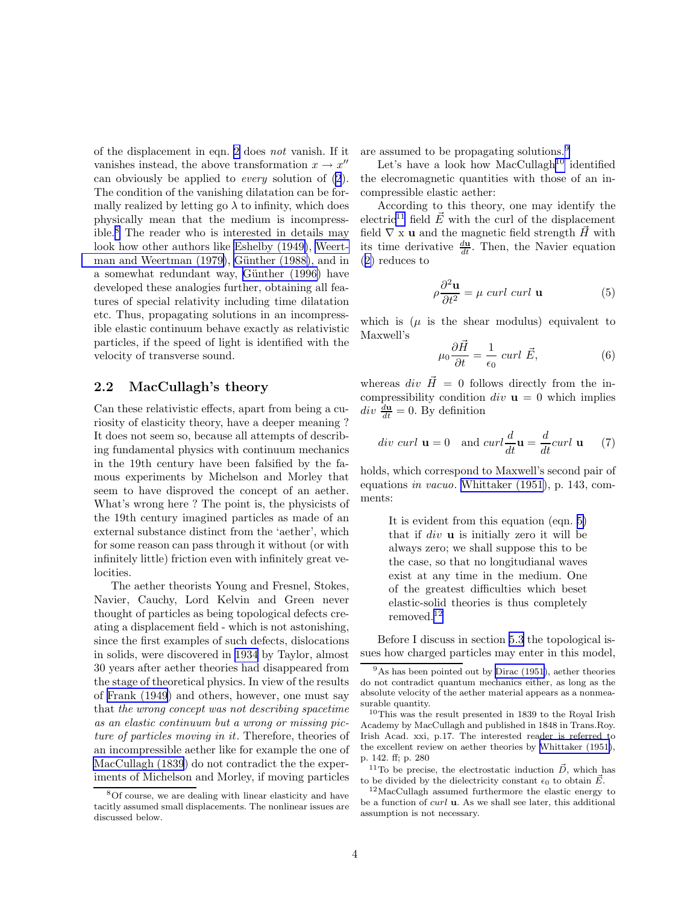of the displacement in eqn. 2 does *not* vanish. If it vanishes instead, the above transformation $x \rightarrow x''$ can obviously be applied to *every* solution of (2). The condition of the vanishing dilatation can be formally realized by letting go $\lambda$ to infinity, which does physically mean that the medium is incompressible.[8] The reader who is interested in details may look how other authors like Eshelby (1949), Weertman and Weertman (1979), Günther (1988), and in a somewhat redundant way, Günther (1996) have developed these analogies further, obtaining all features of special relativity including time dilatation etc. Thus, propagating solutions in an incompressible elastic continuum behave exactly as relativistic particles, if the speed of light is identified with the velocity of transverse sound.

## 2.2 MacCullagh's theory

Can these relativistic effects, apart from being a curiosity of elasticity theory, have a deeper meaning ? It does not seem so, because all attempts of describing fundamental physics with continuum mechanics in the 19th century have been falsified by the famous experiments by Michelson and Morley that seem to have disproved the concept of an aether. What's wrong here ? The point is, the physicists of the 19th century imagined particles as made of an external substance distinct from the 'aether', which for some reason can pass through it without (or with infinitely little) friction even with infinitely great velocities.

The aether theorists Young and Fresnel, Stokes, Navier, Cauchy, Lord Kelvin and Green never thought of particles as being topological defects creating a displacement field - which is not astonishing, since the first examples of such defects, dislocations in solids, were discovered in 1934 by Taylor, almost 30 years after aether theories had disappeared from the stage of theoretical physics. In view of the results of Frank (1949) and others, however, one must say that *the wrong concept was not describing spacetime as an elastic continuum but a wrong or missing picture of particles moving in it*. Therefore, theories of an incompressible aether like for example the one of MacCullagh (1839) do not contradict the the experiments of Michelson and Morley, if moving particles are assumed to be propagating solutions.[9]

Let's have a look how MacCullagh[10] identified the elecromagnetic quantities with those of an incompressible elastic aether:

According to this theory, one may identify the electric[11] field $\vec{E}$ with the curl of the displacement field $\nabla \times \mathbf{u}$ and the magnetic field strength $\vec{H}$ with its time derivative $\frac{d\mathbf{u}}{dt}$. Then, the Navier equation (2) reduces to

$$\rho \frac{\partial^2 \mathbf{u}}{\partial t^2} = \mu \; curl \; curl \; \mathbf{u} \tag{5}$$

which is ($\mu$ is the shear modulus) equivalent to Maxwell's

$$\mu_0 \frac{\partial \vec{H}}{\partial t} = \frac{1}{\epsilon_0} \; curl \; \vec{E}, \tag{6}$$

whereas $div \; \vec{H} = 0$ follows directly from the incompressibility condition $div \; \mathbf{u} = 0$ which implies $div \; \frac{d\mathbf{u}}{dt} = 0$. By definition

$$div \; curl \; \mathbf{u} = 0 \quad \text{and} \; curl \frac{d}{dt}\mathbf{u} = \frac{d}{dt} curl \; \mathbf{u} \tag{7}$$

holds, which correspond to Maxwell's second pair of equations *in vacuo*. Whittaker (1951), p. 143, comments:

> It is evident from this equation (eqn. 5) that if $div \; \mathbf{u}$ is initially zero it will be always zero; we shall suppose this to be the case, so that no longitudianal waves exist at any time in the medium. One of the greatest difficulties which beset elastic-solid theories is thus completely removed.[12]

Before I discuss in section 5.3 the topological issues how charged particles may enter in this model,

---

[8] Of course, we are dealing with linear elasticity and have tacitly assumed small displacements. The nonlinear issues are discussed below.

[9] As has been pointed out by Dirac (1951), aether theories do not contradict quantum mechanics either, as long as the absolute velocity of the aether material appears as a nonmeasurable quantity.

[10] This was the result presented in 1839 to the Royal Irish Academy by MacCullagh and published in 1848 in Trans.Roy. Irish Acad. xxi, p.17. The interested reader is referred to the excellent review on aether theories by Whittaker (1951), p. 142. ff; p. 280

[11] To be precise, the electrostatic induction $\vec{D}$, which has to be divided by the dielectricity constant $\epsilon_0$ to obtain $\vec{E}$.

[12] MacCullagh assumed furthermore the elastic energy to be a function of *curl* $\mathbf{u}$. As we shall see later, this additional assumption is not necessary.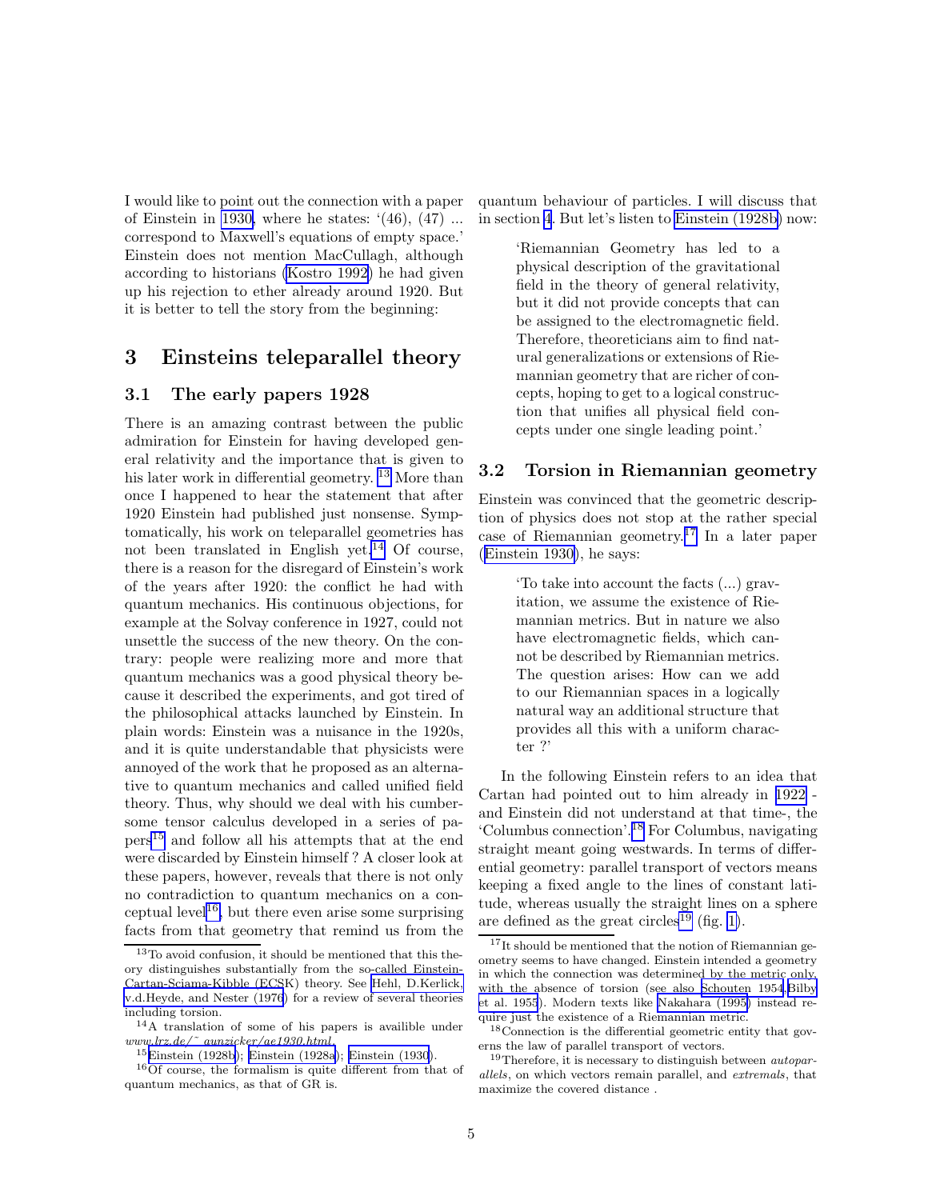I would like to point out the connection with a paper of Einstein in 1930, where he states: '(46), (47) ... correspond to Maxwell's equations of empty space.' Einstein does not mention MacCullagh, although according to historians (Kostro 1992) he had given up his rejection to ether already around 1920. But it is better to tell the story from the beginning:

# 3 Einsteins teleparallel theory

## 3.1 The early papers 1928

There is an amazing contrast between the public admiration for Einstein for having developed general relativity and the importance that is given to his later work in differential geometry. [13] More than once I happened to hear the statement that after 1920 Einstein had published just nonsense. Symptomatically, his work on teleparallel geometries has not been translated in English yet.[14] Of course, there is a reason for the disregard of Einstein's work of the years after 1920: the conflict he had with quantum mechanics. His continuous objections, for example at the Solvay conference in 1927, could not unsettle the success of the new theory. On the contrary: people were realizing more and more that quantum mechanics was a good physical theory because it described the experiments, and got tired of the philosophical attacks launched by Einstein. In plain words: Einstein was a nuisance in the 1920s, and it is quite understandable that physicists were annoyed of the work that he proposed as an alternative to quantum mechanics and called unified field theory. Thus, why should we deal with his cumbersome tensor calculus developed in a series of papers[15] and follow all his attempts that at the end were discarded by Einstein himself ? A closer look at these papers, however, reveals that there is not only no contradiction to quantum mechanics on a conceptual level[16], but there even arise some surprising facts from that geometry that remind us from the quantum behaviour of particles. I will discuss that in section 4. But let's listen to Einstein (1928b) now:

> 'Riemannian Geometry has led to a physical description of the gravitational field in the theory of general relativity, but it did not provide concepts that can be assigned to the electromagnetic field. Therefore, theoreticians aim to find natural generalizations or extensions of Riemannian geometry that are richer of concepts, hoping to get to a logical construction that unifies all physical field concepts under one single leading point.'

## 3.2 Torsion in Riemannian geometry

Einstein was convinced that the geometric description of physics does not stop at the rather special case of Riemannian geometry.[17] In a later paper (Einstein 1930), he says:

> 'To take into account the facts (...) gravitation, we assume the existence of Riemannian metrics. But in nature we also have electromagnetic fields, which cannot be described by Riemannian metrics. The question arises: How can we add to our Riemannian spaces in a logically natural way an additional structure that provides all this with a uniform character ?'

In the following Einstein refers to an idea that Cartan had pointed out to him already in 1922 - and Einstein did not understand at that time-, the 'Columbus connection'.[18] For Columbus, navigating straight meant going westwards. In terms of differential geometry: parallel transport of vectors means keeping a fixed angle to the lines of constant latitude, whereas usually the straight lines on a sphere are defined as the great circles[19] (fig. 1).

---

[13] To avoid confusion, it should be mentioned that this theory distinguishes substantially from the so-called Einstein-Cartan-Sciama-Kibble (ECSK) theory. See Hehl, D.Kerlick, v.d.Heyde, and Nester (1976) for a review of several theories including torsion.

[14] A translation of some of his papers is availible under *www.lrz.de/~ aunzicker/ae1930.html.*

[15] Einstein (1928b); Einstein (1928a); Einstein (1930).

[16] Of course, the formalism is quite different from that of quantum mechanics, as that of GR is.

[17] It should be mentioned that the notion of Riemannian geometry seems to have changed. Einstein intended a geometry in which the connection was determined by the metric only, with the absence of torsion (see also Schouten 1954,Bilby et al. 1955). Modern texts like Nakahara (1995) instead require just the existence of a Riemannian metric.

[18] Connection is the differential geometric entity that governs the law of parallel transport of vectors.

[19] Therefore, it is necessary to distinguish between *autoparallels*, on which vectors remain parallel, and *extremals*, that maximize the covered distance .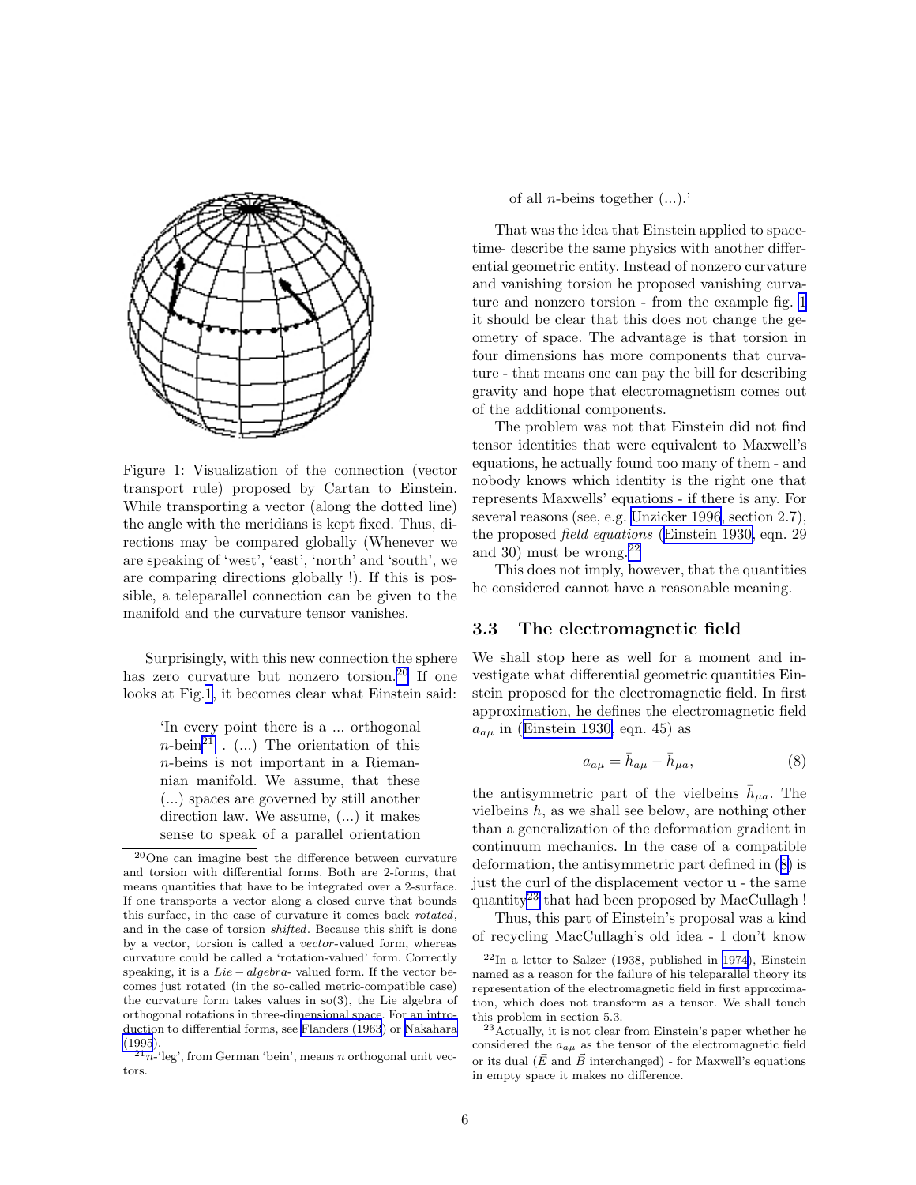Figure 1: Visualization of the connection (vector transport rule) proposed by Cartan to Einstein. While transporting a vector (along the dotted line) the angle with the meridians is kept fixed. Thus, directions may be compared globally (Whenever we are speaking of 'west', 'east', 'north' and 'south', we are comparing directions globally !). If this is possible, a teleparallel connection can be given to the manifold and the curvature tensor vanishes.

Surprisingly, with this new connection the sphere has zero curvature but nonzero torsion.[20] If one looks at Fig.1, it becomes clear what Einstein said:

> 'In every point there is a ... orthogonal $n$-bein[21] . (...) The orientation of this $n$-beins is not important in a Riemannian manifold. We assume, that these (...) spaces are governed by still another direction law. We assume, (...) it makes sense to speak of a parallel orientation of all $n$-beins together (...).'

That was the idea that Einstein applied to spacetime- describe the same physics with another differential geometric entity. Instead of nonzero curvature and vanishing torsion he proposed vanishing curvature and nonzero torsion - from the example fig. 1 it should be clear that this does not change the geometry of space. The advantage is that torsion in four dimensions has more components that curvature - that means one can pay the bill for describing gravity and hope that electromagnetism comes out of the additional components.

The problem was not that Einstein did not find tensor identities that were equivalent to Maxwell's equations, he actually found too many of them - and nobody knows which identity is the right one that represents Maxwells' equations - if there is any. For several reasons (see, e.g. Unzicker 1996, section 2.7), the proposed *field equations* (Einstein 1930, eqn. 29 and 30) must be wrong.[22]

This does not imply, however, that the quantities he considered cannot have a reasonable meaning.

### 3.3 The electromagnetic field

We shall stop here as well for a moment and investigate what differential geometric quantities Einstein proposed for the electromagnetic field. In first approximation, he defines the electromagnetic field $a_{a\mu}$ in (Einstein 1930, eqn. 45) as

$$a_{a\mu} = \bar{h}_{a\mu} - \bar{h}_{\mu a}, \tag{8}$$

the antisymmetric part of the vielbeins $\bar{h}_{\mu a}$. The vielbeins $h$, as we shall see below, are nothing other than a generalization of the deformation gradient in continuum mechanics. In the case of a compatible deformation, the antisymmetric part defined in (8) is just the curl of the displacement vector $\mathbf{u}$ - the same quantity[23] that had been proposed by MacCullagh !

Thus, this part of Einstein's proposal was a kind of recycling MacCullagh's old idea - I don't know

---

[20] One can imagine best the difference between curvature and torsion with differential forms. Both are 2-forms, that means quantities that have to be integrated over a 2-surface. If one transports a vector along a closed curve that bounds this surface, in the case of curvature it comes back *rotated*, and in the case of torsion *shifted*. Because this shift is done by a vector, torsion is called a *vector*-valued form, whereas curvature could be called a 'rotation-valued' form. Correctly speaking, it is a *Lie* − *algebra*- valued form. If the vector becomes just rotated (in the so-called metric-compatible case) the curvature form takes values in so(3), the Lie algebra of orthogonal rotations in three-dimensional space. For an introduction to differential forms, see Flanders (1963) or Nakahara (1995).

[21] $n$-'leg', from German 'bein', means $n$ orthogonal unit vectors.

[22] In a letter to Salzer (1938, published in 1974), Einstein named as a reason for the failure of his teleparallel theory its representation of the electromagnetic field in first approximation, which does not transform as a tensor. We shall touch this problem in section 5.3.

[23] Actually, it is not clear from Einstein's paper whether he considered the $a_{a\mu}$ as the tensor of the electromagnetic field or its dual ($\vec{E}$ and $\vec{B}$ interchanged) - for Maxwell's equations in empty space it makes no difference.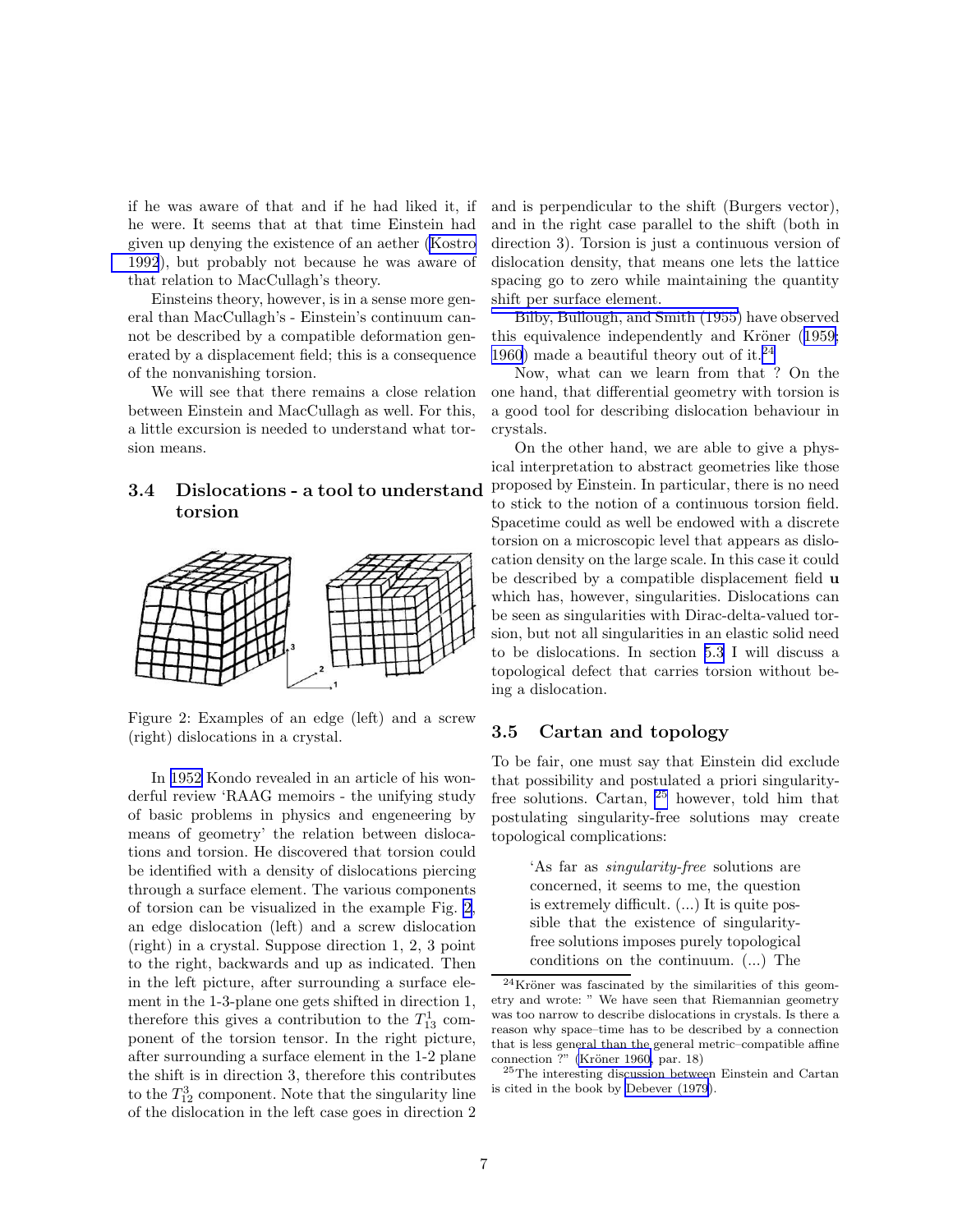if he was aware of that and if he had liked it, if he were. It seems that at that time Einstein had given up denying the existence of an aether (Kostro 1992), but probably not because he was aware of that relation to MacCullagh's theory.

Einsteins theory, however, is in a sense more general than MacCullagh's - Einstein's continuum cannot be described by a compatible deformation generated by a displacement field; this is a consequence of the nonvanishing torsion.

We will see that there remains a close relation between Einstein and MacCullagh as well. For this, a little excursion is needed to understand what torsion means.

### 3.4 Dislocations - a tool to understand torsion

Figure 2: Examples of an edge (left) and a screw (right) dislocations in a crystal.

In 1952 Kondo revealed in an article of his wonderful review 'RAAG memoirs - the unifying study of basic problems in physics and engeneering by means of geometry' the relation between dislocations and torsion. He discovered that torsion could be identified with a density of dislocations piercing through a surface element. The various components of torsion can be visualized in the example Fig. 2, an edge dislocation (left) and a screw dislocation (right) in a crystal. Suppose direction 1, 2, 3 point to the right, backwards and up as indicated. Then in the left picture, after surrounding a surface element in the 1-3-plane one gets shifted in direction 1, therefore this gives a contribution to the $T^1_{13}$ component of the torsion tensor. In the right picture, after surrounding a surface element in the 1-2 plane the shift is in direction 3, therefore this contributes to the $T^3_{12}$ component. Note that the singularity line of the dislocation in the left case goes in direction 2 and is perpendicular to the shift (Burgers vector), and in the right case parallel to the shift (both in direction 3). Torsion is just a continuous version of dislocation density, that means one lets the lattice spacing go to zero while maintaining the quantity shift per surface element.

Bilby, Bullough, and Smith (1955) have observed this equivalence independently and Kröner (1959; 1960) made a beautiful theory out of it.[24]

Now, what can we learn from that ? On the one hand, that differential geometry with torsion is a good tool for describing dislocation behaviour in crystals.

On the other hand, we are able to give a physical interpretation to abstract geometries like those proposed by Einstein. In particular, there is no need to stick to the notion of a continuous torsion field. Spacetime could as well be endowed with a discrete torsion on a microscopic level that appears as dislocation density on the large scale. In this case it could be described by a compatible displacement field **u** which has, however, singularities. Dislocations can be seen as singularities with Dirac-delta-valued torsion, but not all singularities in an elastic solid need to be dislocations. In section 5.3 I will discuss a topological defect that carries torsion without being a dislocation.

### 3.5 Cartan and topology

To be fair, one must say that Einstein did exclude that possibility and postulated a priori singularity-free solutions. Cartan, [25] however, told him that postulating singularity-free solutions may create topological complications:

> 'As far as *singularity-free* solutions are concerned, it seems to me, the question is extremely difficult. (...) It is quite possible that the existence of singularity-free solutions imposes purely topological conditions on the continuum. (...) The

[24] Kröner was fascinated by the similarities of this geometry and wrote: " We have seen that Riemannian geometry was too narrow to describe dislocations in crystals. Is there a reason why space–time has to be described by a connection that is less general than the general metric–compatible affine connection ?" (Kröner 1960, par. 18)

[25] The interesting discussion between Einstein and Cartan is cited in the book by Debever (1979).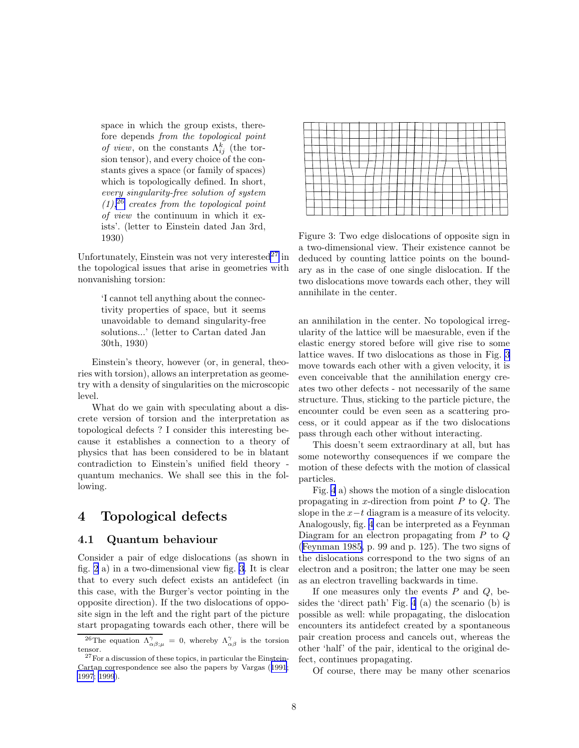space in which the group exists, therefore depends *from the topological point of view*, on the constants $\Lambda^k_{ij}$ (the torsion tensor), and every choice of the constants gives a space (or family of spaces) which is topologically defined. In short, *every singularity-free solution of system (1),*[26] *creates from the topological point of view* the continuum in which it exists'. (letter to Einstein dated Jan 3rd, 1930)

Unfortunately, Einstein was not very interested[27] in the topological issues that arise in geometries with nonvanishing torsion:

> 'I cannot tell anything about the connectivity properties of space, but it seems unavoidable to demand singularity-free solutions...' (letter to Cartan dated Jan 30th, 1930)

Einstein's theory, however (or, in general, theories with torsion), allows an interpretation as geometry with a density of singularities on the microscopic level.

What do we gain with speculating about a discrete version of torsion and the interpretation as topological defects ? I consider this interesting because it establishes a connection to a theory of physics that has been considered to be in blatant contradiction to Einstein's unified field theory - quantum mechanics. We shall see this in the following.

# 4 Topological defects

## 4.1 Quantum behaviour

Consider a pair of edge dislocations (as shown in fig. 2 a) in a two-dimensional view fig. 3. It is clear that to every such defect exists an antidefect (in this case, with the Burger's vector pointing in the opposite direction). If the two dislocations of opposite sign in the left and the right part of the picture start propagating towards each other, there will be an annihilation in the center. No topological irregularity of the lattice will be maesurable, even if the elastic energy stored before will give rise to some lattice waves. If two dislocations as those in Fig. 3 move towards each other with a given velocity, it is even conceivable that the annihilation energy creates two other defects - not necessarily of the same structure. Thus, sticking to the particle picture, the encounter could be even seen as a scattering process, or it could appear as if the two dislocations pass through each other without interacting.

Figure 3: Two edge dislocations of opposite sign in a two-dimensional view. Their existence cannot be deduced by counting lattice points on the boundary as in the case of one single dislocation. If the two dislocations move towards each other, they will annihilate in the center.

This doesn't seem extraordinary at all, but has some noteworthy consequences if we compare the motion of these defects with the motion of classical particles.

Fig. 4 a) shows the motion of a single dislocation propagating in $x$-direction from point $P$ to $Q$. The slope in the $x-t$ diagram is a measure of its velocity. Analogously, fig. 4 can be interpreted as a Feynman Diagram for an electron propagating from $P$ to $Q$ (Feynman 1985, p. 99 and p. 125). The two signs of the dislocations correspond to the two signs of an electron and a positron; the latter one may be seen as an electron travelling backwards in time.

If one measures only the events $P$ and $Q$, besides the 'direct path' Fig. 4 (a) the scenario (b) is possible as well: while propagating, the dislocation encounters its antidefect created by a spontaneous pair creation process and cancels out, whereas the other 'half' of the pair, identical to the original defect, continues propagating.

Of course, there may be many other scenarios

---

[26] The equation $\Lambda^\gamma_{\alpha\beta;\mu} = 0$, whereby $\Lambda^\gamma_{\alpha\beta}$ is the torsion tensor.

[27] For a discussion of these topics, in particular the Einstein-Cartan correspondence see also the papers by Vargas (1991; 1997; 1999).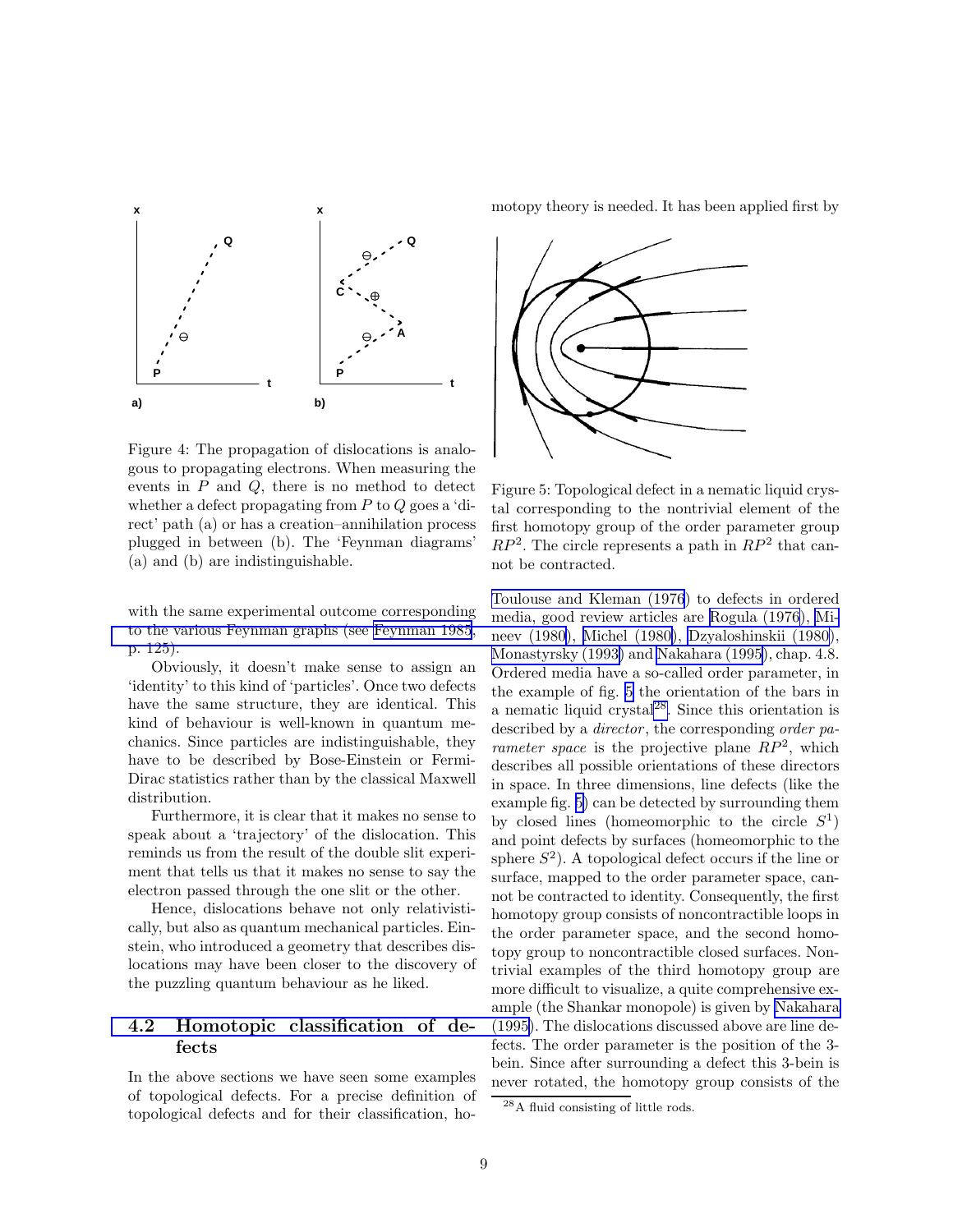Figure 4: The propagation of dislocations is analogous to propagating electrons. When measuring the events in $P$ and $Q$, there is no method to detect whether a defect propagating from $P$ to $Q$ goes a 'direct' path (a) or has a creation–annihilation process plugged in between (b). The 'Feynman diagrams' (a) and (b) are indistinguishable.

with the same experimental outcome corresponding to the various Feynman graphs (see Feynman 1985, p. 125).

Obviously, it doesn't make sense to assign an 'identity' to this kind of 'particles'. Once two defects have the same structure, they are identical. This kind of behaviour is well-known in quantum mechanics. Since particles are indistinguishable, they have to be described by Bose-Einstein or Fermi-Dirac statistics rather than by the classical Maxwell distribution.

Furthermore, it is clear that it makes no sense to speak about a 'trajectory' of the dislocation. This reminds us from the result of the double slit experiment that tells us that it makes no sense to say the electron passed through the one slit or the other.

Hence, dislocations behave not only relativistically, but also as quantum mechanical particles. Einstein, who introduced a geometry that describes dislocations may have been closer to the discovery of the puzzling quantum behaviour as he liked.

## 4.2 Homotopic classification of defects

In the above sections we have seen some examples of topological defects. For a precise definition of topological defects and for their classification, homotopy theory is needed. It has been applied first by Toulouse and Kleman (1976) to defects in ordered media, good review articles are Rogula (1976), Mineev (1980), Michel (1980), Dzyaloshinskii (1980), Monastyrsky (1993) and Nakahara (1995), chap. 4.8. Ordered media have a so-called order parameter, in the example of fig. 5 the orientation of the bars in a nematic liquid crystal[28]. Since this orientation is described by a *director*, the corresponding *order parameter space* is the projective plane $RP^2$, which describes all possible orientations of these directors in space. In three dimensions, line defects (like the example fig. 5) can be detected by surrounding them by closed lines (homeomorphic to the circle $S^1$) and point defects by surfaces (homeomorphic to the sphere $S^2$). A topological defect occurs if the line or surface, mapped to the order parameter space, cannot be contracted to identity. Consequently, the first homotopy group consists of noncontractible loops in the order parameter space, and the second homotopy group to noncontractible closed surfaces. Nontrivial examples of the third homotopy group are more difficult to visualize, a quite comprehensive example (the Shankar monopole) is given by Nakahara (1995). The dislocations discussed above are line defects. The order parameter is the position of the 3-bein. Since after surrounding a defect this 3-bein is never rotated, the homotopy group consists of the

Figure 5: Topological defect in a nematic liquid crystal corresponding to the nontrivial element of the first homotopy group of the order parameter group $RP^2$. The circle represents a path in $RP^2$ that cannot be contracted.

[28] A fluid consisting of little rods.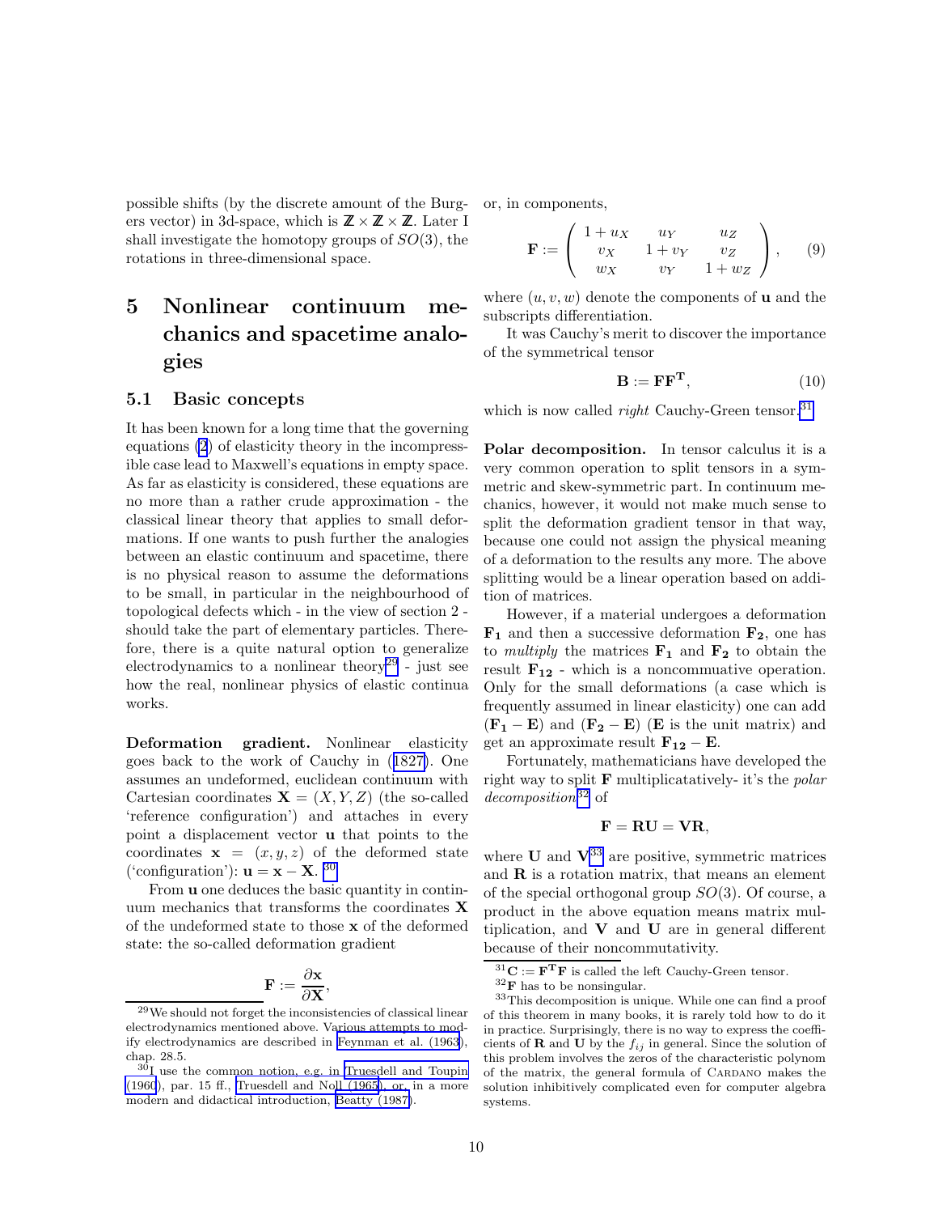possible shifts (by the discrete amount of the Burgers vector) in 3d-space, which is $\mathbb{Z} \times \mathbb{Z} \times \mathbb{Z}$. Later I shall investigate the homotopy groups of $SO(3)$, the rotations in three-dimensional space.

# 5 Nonlinear continuum mechanics and spacetime analogies

## 5.1 Basic concepts

It has been known for a long time that the governing equations (2) of elasticity theory in the incompressible case lead to Maxwell's equations in empty space. As far as elasticity is considered, these equations are no more than a rather crude approximation - the classical linear theory that applies to small deformations. If one wants to push further the analogies between an elastic continuum and spacetime, there is no physical reason to assume the deformations to be small, in particular in the neighbourhood of topological defects which - in the view of section 2 - should take the part of elementary particles. Therefore, there is a quite natural option to generalize electrodynamics to a nonlinear theory[29] - just see how the real, nonlinear physics of elastic continua works.

**Deformation gradient.** Nonlinear elasticity goes back to the work of Cauchy in (1827). One assumes an undeformed, euclidean continuum with Cartesian coordinates $\mathbf{X} = (X, Y, Z)$ (the so-called 'reference configuration') and attaches in every point a displacement vector $\mathbf{u}$ that points to the coordinates $\mathbf{x} = (x, y, z)$ of the deformed state ('configuration'): $\mathbf{u} = \mathbf{x} - \mathbf{X}$. [30]

From $\mathbf{u}$ one deduces the basic quantity in continuum mechanics that transforms the coordinates $\mathbf{X}$ of the undeformed state to those $\mathbf{x}$ of the deformed state: the so-called deformation gradient

$$\mathbf{F} := \frac{\partial \mathbf{x}}{\partial \mathbf{X}},$$

or, in components,

$$\mathbf{F} := \begin{pmatrix} 1 + u_X & u_Y & u_Z \\ v_X & 1 + v_Y & v_Z \\ w_X & v_Y & 1 + w_Z \end{pmatrix}, \tag{9}$$

where $(u, v, w)$ denote the components of $\mathbf{u}$ and the subscripts differentiation.

It was Cauchy's merit to discover the importance of the symmetrical tensor

$$\mathbf{B} := \mathbf{F}\mathbf{F}^{\mathbf{T}}, \tag{10}$$

which is now called *right* Cauchy-Green tensor.[31]

**Polar decomposition.** In tensor calculus it is a very common operation to split tensors in a symmetric and skew-symmetric part. In continuum mechanics, however, it would not make much sense to split the deformation gradient tensor in that way, because one could not assign the physical meaning of a deformation to the results any more. The above splitting would be a linear operation based on addition of matrices.

However, if a material undergoes a deformation $\mathbf{F_1}$ and then a successive deformation $\mathbf{F_2}$, one has to *multiply* the matrices $\mathbf{F_1}$ and $\mathbf{F_2}$ to obtain the result $\mathbf{F_{12}}$ - which is a noncommuative operation. Only for the small deformations (a case which is frequently assumed in linear elasticity) one can add $(\mathbf{F_1} - \mathbf{E})$ and $(\mathbf{F_2} - \mathbf{E})$ ($\mathbf{E}$ is the unit matrix) and get an approximate result $\mathbf{F_{12}} - \mathbf{E}$.

Fortunately, mathematicians have developed the right way to split $\mathbf{F}$ multiplicatatively- it's the *polar decomposition*[32] of

$$\mathbf{F} = \mathbf{R}\mathbf{U} = \mathbf{V}\mathbf{R},$$

where $\mathbf{U}$ and $\mathbf{V}$[33] are positive, symmetric matrices and $\mathbf{R}$ is a rotation matrix, that means an element of the special orthogonal group $SO(3)$. Of course, a product in the above equation means matrix multiplication, and $\mathbf{V}$ and $\mathbf{U}$ are in general different because of their noncommutativity.

---

[29] We should not forget the inconsistencies of classical linear electrodynamics mentioned above. Various attempts to modify electrodynamics are described in Feynman et al. (1963), chap. 28.5.

[30] I use the common notion, e.g. in Truesdell and Toupin (1960), par. 15 ff., Truesdell and Noll (1965), or, in a more modern and didactical introduction, Beatty (1987).

[31] $\mathbf{C} := \mathbf{F}^{\mathbf{T}}\mathbf{F}$ is called the left Cauchy-Green tensor.

[32] $\mathbf{F}$ has to be nonsingular.

[33] This decomposition is unique. While one can find a proof of this theorem in many books, it is rarely told how to do it in practice. Surprisingly, there is no way to express the coefficients of $\mathbf{R}$ and $\mathbf{U}$ by the $f_{ij}$ in general. Since the solution of this problem involves the zeros of the characteristic polynom of the matrix, the general formula of CARDANO makes the solution inhibitively complicated even for computer algebra systems.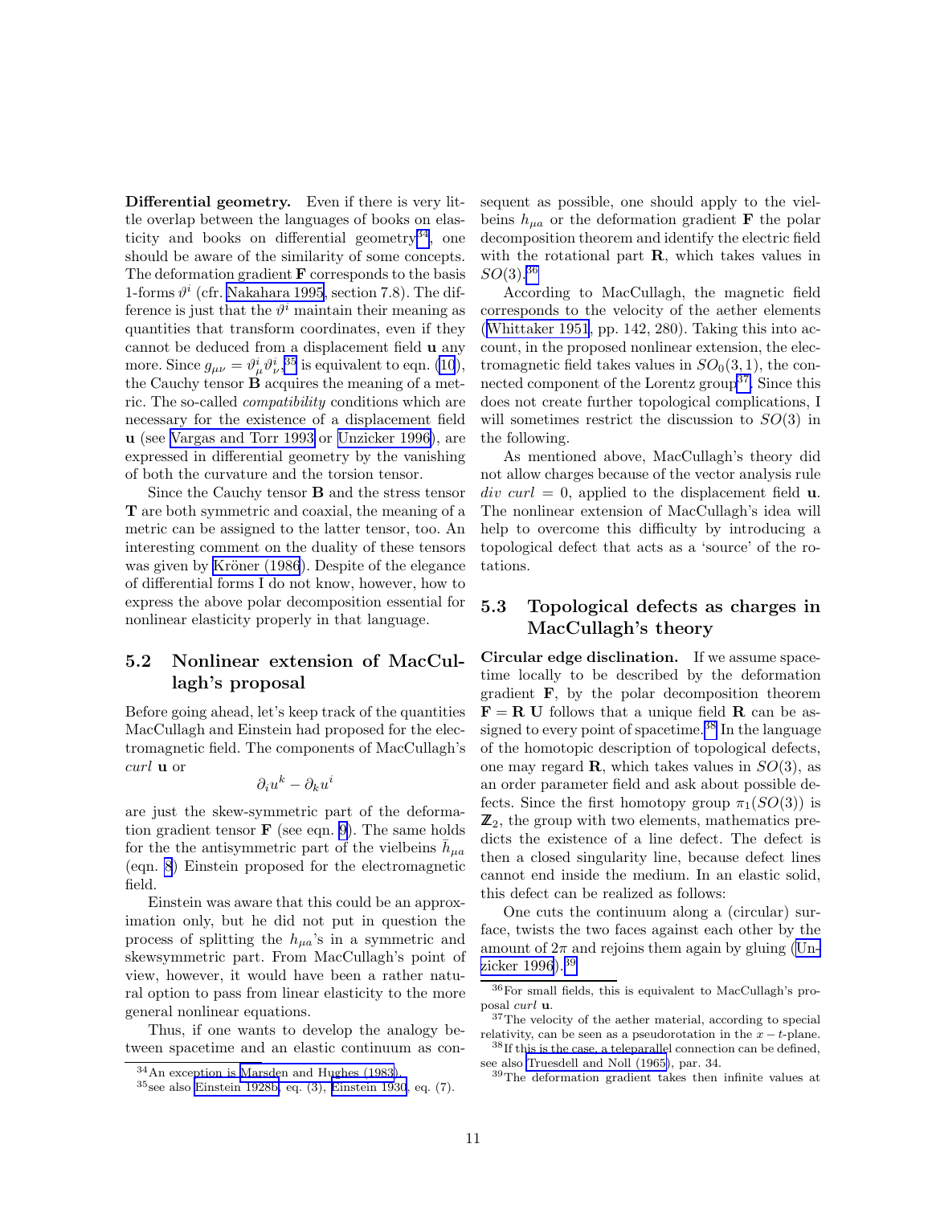**Differential geometry.** Even if there is very little overlap between the languages of books on elasticity and books on differential geometry[34], one should be aware of the similarity of some concepts. The deformation gradient $\mathbf{F}$ corresponds to the basis 1-forms $\vartheta^i$ (cfr. Nakahara 1995, section 7.8). The difference is just that the $\vartheta^i$ maintain their meaning as quantities that transform coordinates, even if they cannot be deduced from a displacement field $\mathbf{u}$ any more. Since $g_{\mu\nu} = \vartheta^i_\mu \vartheta^i_\nu$,[35] is equivalent to eqn. (10), the Cauchy tensor $\mathbf{B}$ acquires the meaning of a metric. The so-called *compatibility* conditions which are necessary for the existence of a displacement field $\mathbf{u}$ (see Vargas and Torr 1993 or Unzicker 1996), are expressed in differential geometry by the vanishing of both the curvature and the torsion tensor.

Since the Cauchy tensor $\mathbf{B}$ and the stress tensor $\mathbf{T}$ are both symmetric and coaxial, the meaning of a metric can be assigned to the latter tensor, too. An interesting comment on the duality of these tensors was given by Kröner (1986). Despite of the elegance of differential forms I do not know, however, how to express the above polar decomposition essential for nonlinear elasticity properly in that language.

## 5.2 Nonlinear extension of MacCullagh's proposal

Before going ahead, let's keep track of the quantities MacCullagh and Einstein had proposed for the electromagnetic field. The components of MacCullagh's *curl* $\mathbf{u}$ or

$$\partial_i u^k - \partial_k u^i$$

are just the skew-symmetric part of the deformation gradient tensor $\mathbf{F}$ (see eqn. 9). The same holds for the the antisymmetric part of the vielbeins $\bar{h}_{\mu a}$ (eqn. 8) Einstein proposed for the electromagnetic field.

Einstein was aware that this could be an approximation only, but he did not put in question the process of splitting the $h_{\mu a}$'s in a symmetric and skewsymmetric part. From MacCullagh's point of view, however, it would have been a rather natural option to pass from linear elasticity to the more general nonlinear equations.

Thus, if one wants to develop the analogy between spacetime and an elastic continuum as consequent as possible, one should apply to the vielbeins $h_{\mu a}$ or the deformation gradient $\mathbf{F}$ the polar decomposition theorem and identify the electric field with the rotational part $\mathbf{R}$, which takes values in $SO(3)$.[36]

According to MacCullagh, the magnetic field corresponds to the velocity of the aether elements (Whittaker 1951, pp. 142, 280). Taking this into account, in the proposed nonlinear extension, the electromagnetic field takes values in $SO_0(3,1)$, the connected component of the Lorentz group[37]. Since this does not create further topological complications, I will sometimes restrict the discussion to $SO(3)$ in the following.

As mentioned above, MacCullagh's theory did not allow charges because of the vector analysis rule *div curl* = 0, applied to the displacement field $\mathbf{u}$. The nonlinear extension of MacCullagh's idea will help to overcome this difficulty by introducing a topological defect that acts as a 'source' of the rotations.

## 5.3 Topological defects as charges in MacCullagh's theory

**Circular edge disclination.** If we assume spacetime locally to be described by the deformation gradient $\mathbf{F}$, by the polar decomposition theorem $\mathbf{F} = \mathbf{R}\,\mathbf{U}$ follows that a unique field $\mathbf{R}$ can be assigned to every point of spacetime.[38] In the language of the homotopic description of topological defects, one may regard $\mathbf{R}$, which takes values in $SO(3)$, as an order parameter field and ask about possible defects. Since the first homotopy group $\pi_1(SO(3))$ is $\mathbb{Z}_2$, the group with two elements, mathematics predicts the existence of a line defect. The defect is then a closed singularity line, because defect lines cannot end inside the medium. In an elastic solid, this defect can be realized as follows:

One cuts the continuum along a (circular) surface, twists the two faces against each other by the amount of $2\pi$ and rejoins them again by gluing (Unzicker 1996).[39]

---

[34] An exception is Marsden and Hughes (1983).

[35] see also Einstein 1928b, eq. (3), Einstein 1930, eq. (7).

[36] For small fields, this is equivalent to MacCullagh's proposal *curl* $\mathbf{u}$.

[37] The velocity of the aether material, according to special relativity, can be seen as a pseudorotation in the $x-t$-plane.

[38] If this is the case, a teleparallel connection can be defined, see also Truesdell and Noll (1965), par. 34.

[39] The deformation gradient takes then infinite values at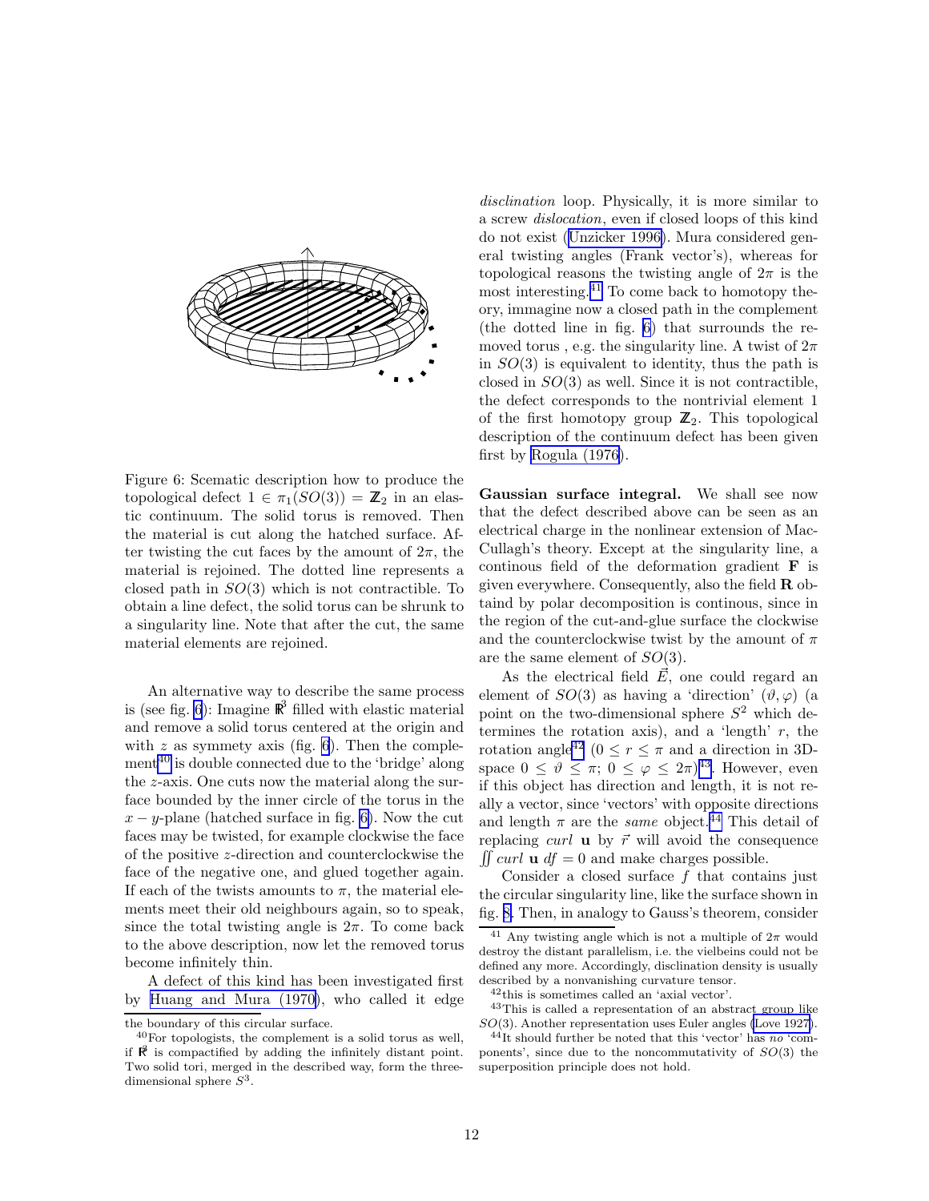Figure 6: Scematic description how to produce the topological defect $1 \in \pi_1(SO(3)) = \mathbb{Z}_2$ in an elastic continuum. The solid torus is removed. Then the material is cut along the hatched surface. After twisting the cut faces by the amount of $2\pi$, the material is rejoined. The dotted line represents a closed path in $SO(3)$. To obtain a line defect, the solid torus can be shrunk to a singularity line. Note that after the cut, the same material elements are rejoined.

An alternative way to describe the same process is (see fig. 6): Imagine $\mathbb{R}^3$ filled with elastic material and remove a solid torus centered at the origin and with $z$ as symmetry axis (fig. 6). Then the complement[40] is double connected due to the 'bridge' along the $z$-axis. One cuts now the material along the surface bounded by the inner circle of the torus in the $x-y$-plane (hatched surface in fig. 6). Now the cut faces may be twisted, for example clockwise the face of the positive $z$-direction and counterclockwise the face of the negative one, and glued together again. If each of the twists amounts to $\pi$, the material elements meet their old neighbours again, so to speak, since the total twisting angle is $2\pi$. To come back to the above description, now let the removed torus become infinitely thin.

A defect of this kind has been investigated first by Huang and Mura (1970), who called it edge *disclination* loop. Physically, it is more similar to a screw *dislocation*, even if closed loops of this kind do not exist (Unzicker 1996). Mura considered general twisting angles (Frank vector's), whereas for topological reasons the twisting angle of $2\pi$ is the most interesting.[41] To come back to homotopy theory, immagine now a closed path in the complement (the dotted line in fig. 6) that surrounds the removed torus , e.g. the singularity line. A twist of $2\pi$ in $SO(3)$ is equivalent to identity, thus the path is closed in $SO(3)$ as well. Since it is not contractible, the defect corresponds to the nontrivial element 1 of the first homotopy group $\mathbb{Z}_2$. This topological description of the continuum defect has been given first by Rogula (1976).

**Gaussian surface integral.** We shall see now that the defect described above can be seen as an electrical charge in the nonlinear extension of MacCullagh's theory. Except at the singularity line, a continous field of the deformation gradient $\mathbf{F}$ is given everywhere. Consequently, also the field $\mathbf{R}$ obtaind by polar decomposition is continous, since in the region of the cut-and-glue surface the clockwise and the counterclockwise twist by the amount of $\pi$ are the same element of $SO(3)$.

As the electrical field $\vec{E}$, one could regard an element of $SO(3)$ as having a 'direction' $(\vartheta, \varphi)$ (a point on the two-dimensional sphere $S^2$ which determines the rotation axis), and a 'length' $r$, the rotation angle[42] ($0 \leq r \leq \pi$ and a direction in 3D-space $0 \leq \vartheta \leq \pi$; $0 \leq \varphi \leq 2\pi$)[43]. However, even if this object has direction and length, it is not really a vector, since 'vectors' with opposite directions and length $\pi$ are the *same* object.[44] This detail of replacing *curl* $\mathbf{u}$ by $\vec{r}$ will avoid the consequence $\iint curl\ \mathbf{u}\ df = 0$ and make charges possible.

Consider a closed surface $f$ that contains just the circular singularity line, like the surface shown in fig. 8. Then, in analogy to Gauss's theorem, consider

---

the boundary of this circular surface.

[40] For topologists, the complement is a solid torus as well, if $\mathbb{R}^3$ is compactified by adding the infinitely distant point. Two solid tori, merged in the described way, form the three-dimensional sphere $S^3$.

[41] Any twisting angle which is not a multiple of $2\pi$ would destroy the distant parallelism, i.e. the vielbeins could not be defined any more. Accordingly, disclination density is usually described by a nonvanishing curvature tensor.

[42] this is sometimes called an 'axial vector'.

[43] This is called a representation of an abstract group like $SO(3)$. Another representation uses Euler angles (Love 1927).

[44] It should further be noted that this 'vector' has *no* 'components', since due to the noncommutativity of $SO(3)$ the superposition principle does not hold.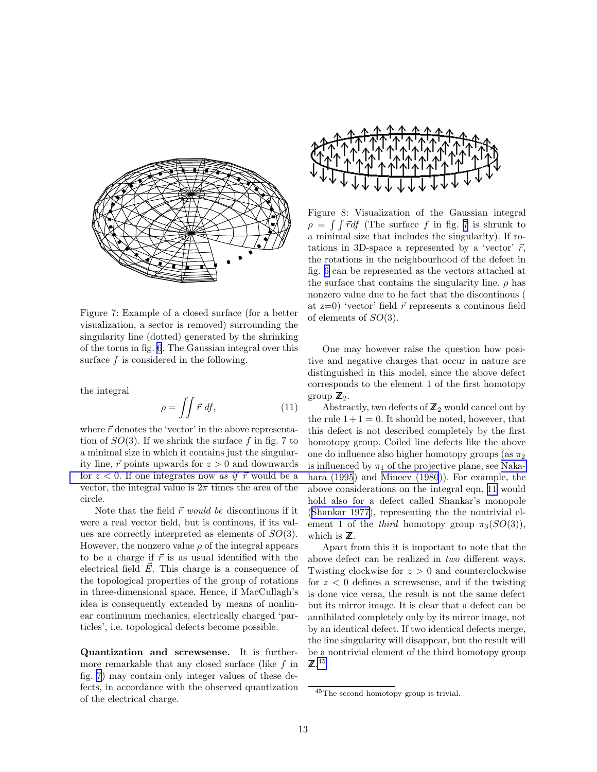Figure 7: Example of a closed surface (for a better visualization, a sector is removed) surrounding the singularity line (dotted) generated by the shrinking of the torus in fig. 6. The Gaussian integral over this surface $f$ is considered in the following.

the integral

$$\rho = \iint \vec{r}\, df, \tag{11}$$

where $\vec{r}$ denotes the 'vector' in the above representation of $SO(3)$. If we shrink the surface $f$ in fig. 7 to a minimal size in which it contains just the singularity line, $\vec{r}$ points upwards for $z > 0$ and downwards for $z < 0$. If one integrates now *as if* $\vec{r}$ would be a vector, the integral value is $2\pi$ times the area of the circle.

Note that the field $\vec{r}$ *would be* discontinous if it were a real vector field, but is continous, if its values are correctly interpreted as elements of $SO(3)$. However, the nonzero value $\rho$ of the integral appears to be a charge if $\vec{r}$ is as usual identified with the electrical field $\vec{E}$. This charge is a consequence of the topological properties of the group of rotations in three-dimensional space. Hence, if MacCullagh's idea is consequently extended by means of nonlinear continuum mechanics, electrically charged 'particles', i.e. topological defects become possible.

**Quantization and screwsense.** It is furthermore remarkable that any closed surface (like $f$ in fig. 7) may contain only integer values of these defects, in accordance with the observed quantization of the electrical charge.

Figure 8: Visualization of the Gaussian integral $\rho = \int\int \vec{r} df$ (The surface $f$ in fig. 7 is shrunk to a minimal size that includes the singularity). If rotations in 3D-space a represented by a 'vector' $\vec{r}$, the rotations in the neighbourhood of the defect in fig. 6 can be represented as the vectors attached at the surface that contains the singularity line. $\rho$ has nonzero value due to he fact that the discontinous ( at z=0) 'vector' field $\vec{r}$ represents a continous field of elements of $SO(3)$.

One may however raise the question how positive and negative charges that occur in nature are distinguished in this model, since the above defect corresponds to the element 1 of the first homotopy group $\mathbb{Z}_2$.

Abstractly, two defects of $\mathbb{Z}_2$ would cancel out by the rule $1+1=0$. It should be noted, however, that this defect is not described completely by the first homotopy group. Coiled line defects like the above one do influence also higher homotopy groups (as $\pi_2$ is influenced by $\pi_1$ of the projective plane, see Nakahara (1995) and Mineev (1980)). For example, the above considerations on the integral eqn. 11 would hold also for a defect called Shankar's monopole (Shankar 1977), representing the the nontrivial element 1 of the *third* homotopy group $\pi_3(SO(3))$, which is $\mathbb{Z}$.

Apart from this it is important to note that the above defect can be realized in *two* different ways. Twisting clockwise for $z > 0$ and counterclockwise for $z < 0$ defines a screwsense, and if the twisting is done vice versa, the result is not the same defect but its mirror image. It is clear that a defect can be annihilated completely only by its mirror image, not by an identical defect. If two identical defects merge, the line singularity will disappear, but the result will be a nontrivial element of the third homotopy group $\mathbb{Z}$.[45]

[45] The second homotopy group is trivial.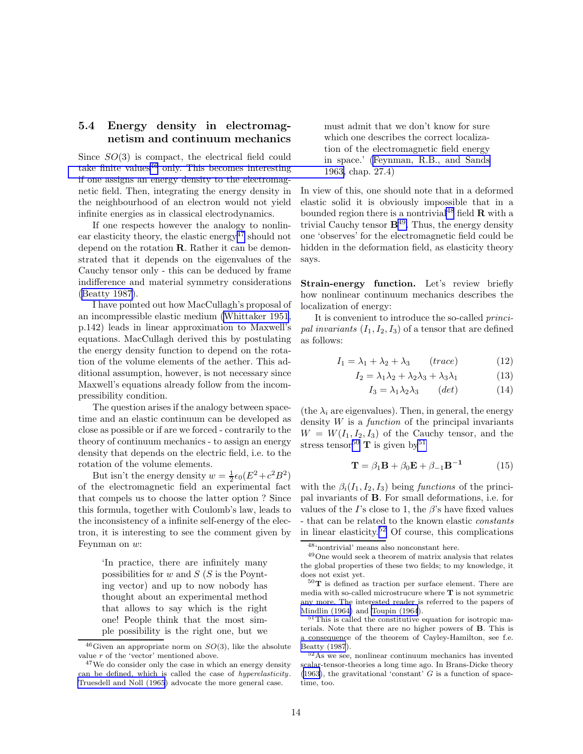## 5.4 Energy density in electromagnetism and continuum mechanics

Since $SO(3)$ is compact, the electrical field could take finite values[46] only. This becomes interesting if one assigns an energy density to the electromagnetic field. Then, integrating the energy density in the neighbourhood of an electron would not yield infinite energies as in classical electrodynamics.

If one respects however the analogy to nonlinear elasticity theory, the elastic energy[47] should not depend on the rotation **R**. Rather it can be demonstrated that it depends on the eigenvalues of the Cauchy tensor only - this can be deduced by frame indifference and material symmetry considerations (Beatty 1987).

I have pointed out how MacCullagh's proposal of an incompressible elastic medium (Whittaker 1951, p.142) leads in linear approximation to Maxwell's equations. MacCullagh derived this by postulating the energy density function to depend on the rotation of the volume elements of the aether. This additional assumption, however, is not necessary since Maxwell's equations already follow from the incompressibility condition.

The question arises if the analogy between spacetime and an elastic continuum can be developed as close as possible or if are we forced - contrarily to the theory of continuum mechanics - to assign an energy density that depends on the electric field, i.e. to the rotation of the volume elements.

But isn't the energy density $w = \frac{1}{2}\epsilon_0(E^2 + c^2B^2)$ of the electromagnetic field an experimental fact that compels us to choose the latter option ? Since this formula, together with Coulomb's law, leads to the inconsistency of a infinite self-energy of the electron, it is interesting to see the comment given by Feynman on $w$:

> 'In practice, there are infinitely many possibilities for $w$ and $S$ ($S$ is the Poynting vector) and up to now nobody has thought about an experimental method that allows to say which is the right one! People think that the most simple possibility is the right one, but we must admit that we don't know for sure which one describes the correct localization of the electromagnetic field energy in space.' (Feynman, R.B., and Sands 1963, chap. 27.4)

In view of this, one should note that in a deformed elastic solid it is obviously impossible that in a bounded region there is a nontrivial[48] field **R** with a trivial Cauchy tensor **B**[49]. Thus, the energy density one 'observes' for the electromagnetic field could be hidden in the deformation field, as elasticity theory says.

**Strain-energy function.** Let's review briefly how nonlinear continuum mechanics describes the localization of energy:

It is convenient to introduce the so-called *principal invariants* $(I_1, I_2, I_3)$ of a tensor that are defined as follows:

$$I_1 = \lambda_1 + \lambda_2 + \lambda_3 \qquad (trace) \tag{12}$$

$$I_2 = \lambda_1\lambda_2 + \lambda_2\lambda_3 + \lambda_3\lambda_1 \tag{13}$$

$$I_3 = \lambda_1\lambda_2\lambda_3 \qquad (det) \tag{14}$$

(the $\lambda_i$ are eigenvalues). Then, in general, the energy density $W$ is a *function* of the principal invariants $W = W(I_1, I_2, I_3)$ of the Cauchy tensor, and the stress tensor[50] **T** is given by[51]

$$\mathbf{T} = \beta_1\mathbf{B} + \beta_0\mathbf{E} + \beta_{-1}\mathbf{B^{-1}} \tag{15}$$

with the $\beta_i(I_1, I_2, I_3)$ being *functions* of the principal invariants of **B**. For small deformations, i.e. for values of the $I$'s close to 1, the $\beta$'s have fixed values - that can be related to the known elastic *constants* in linear elasticity.[52] Of course, this complications

---

[46] Given an appropriate norm on $SO(3)$, like the absolute value $r$ of the 'vector' mentioned above.

[47] We do consider only the case in which an energy density can be defined, which is called the case of *hyperelasticity*. Truesdell and Noll (1965) advocate the more general case.

[48] 'nontrivial' means also nonconstant here.

[49] One would seek a theorem of matrix analysis that relates the global properties of these two fields; to my knowledge, it does not exist yet.

[50] **T** is defined as traction per surface element. There are media with so-called microstrucure where **T** is not symmetric any more. The interested reader is referred to the papers of Mindlin (1964) and Toupin (1964).

[51] This is called the constitutive equation for isotropic materials. Note that there are no higher powers of **B**. This is a consequence of the theorem of Cayley-Hamilton, see f.e. Beatty (1987).

[52] As we see, nonlinear continuum mechanics has invented scalar-tensor-theories a long time ago. In Brans-Dicke theory (1963), the gravitational 'constant' $G$ is a function of spacetime, too.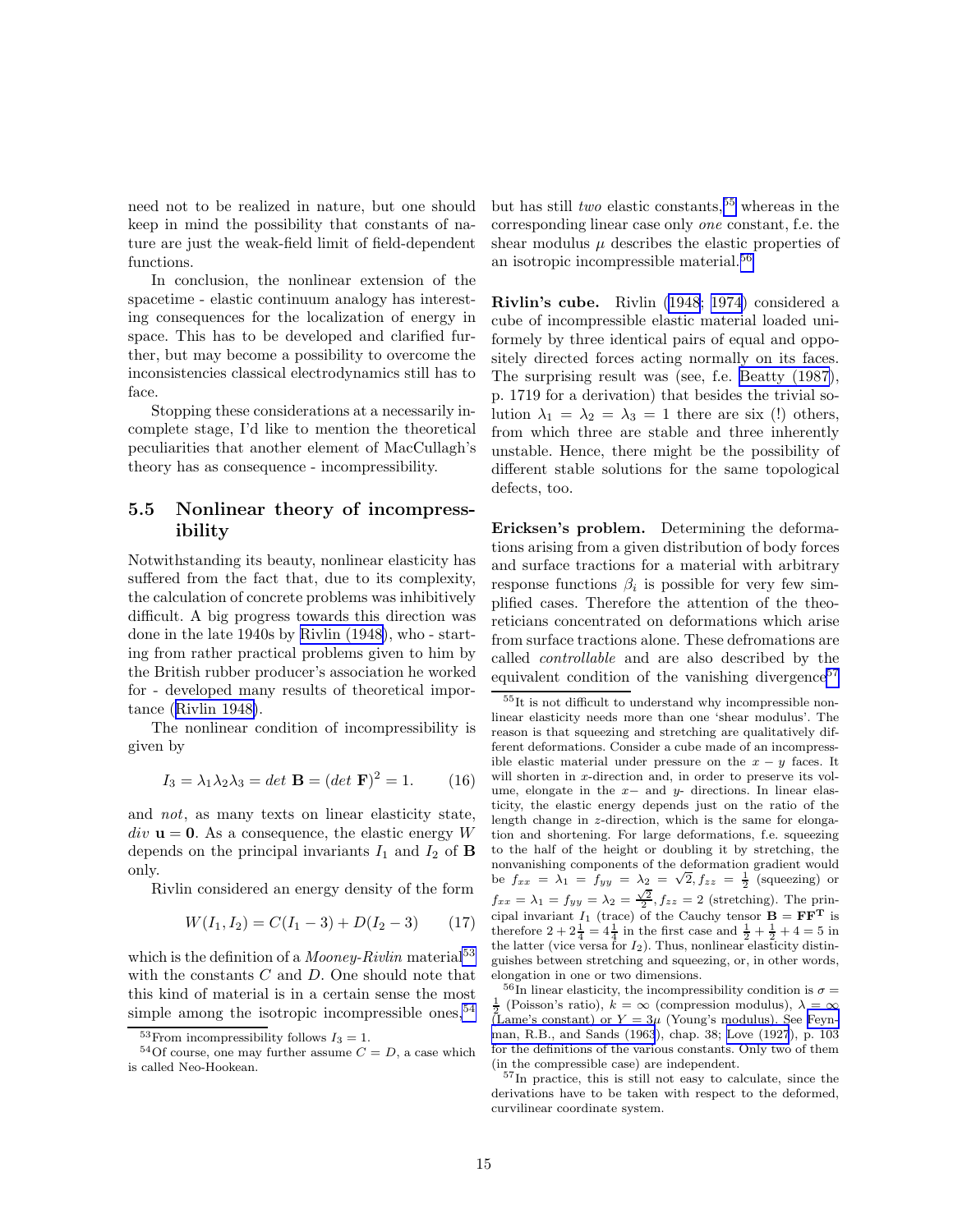need not to be realized in nature, but one should keep in mind the possibility that constants of nature are just the weak-field limit of field-dependent functions.

In conclusion, the nonlinear extension of the spacetime - elastic continuum analogy has interesting consequences for the localization of energy in space. This has to be developed and clarified further, but may become a possibility to overcome the inconsistencies classical electrodynamics still has to face.

Stopping these considerations at a necessarily incomplete stage, I'd like to mention the theoretical peculiarities that another element of MacCullagh's theory has as consequence - incompressibility.

### 5.5 Nonlinear theory of incompressibility

Notwithstanding its beauty, nonlinear elasticity has suffered from the fact that, due to its complexity, the calculation of concrete problems was inhibitively difficult. A big progress towards this direction was done in the late 1940s by Rivlin (1948), who - starting from rather practical problems given to him by the British rubber producer's association he worked for - developed many results of theoretical importance (Rivlin 1948).

The nonlinear condition of incompressibility is given by

$$I_3 = \lambda_1 \lambda_2 \lambda_3 = det\ \mathbf{B} = (det\ \mathbf{F})^2 = 1. \qquad (16)$$

and *not*, as many texts on linear elasticity state, $div\ \mathbf{u} = \mathbf{0}$. As a consequence, the elastic energy $W$ depends on the principal invariants $I_1$ and $I_2$ of $\mathbf{B}$ only.

Rivlin considered an energy density of the form

$$W(I_1, I_2) = C(I_1 - 3) + D(I_2 - 3) \qquad (17)$$

which is the definition of a *Mooney-Rivlin* material[53] with the constants $C$ and $D$. One should note that this kind of material is in a certain sense the most simple among the isotropic incompressible ones,[54] but has still *two* elastic constants,[55] whereas in the corresponding linear case only *one* constant, f.e. the shear modulus $\mu$ describes the elastic properties of an isotropic incompressible material.[56]

**Rivlin's cube.** Rivlin (1948; 1974) considered a cube of incompressible elastic material loaded uniformely by three identical pairs of equal and oppositely directed forces acting normally on its faces. The surprising result was (see, f.e. Beatty (1987), p. 1719 for a derivation) that besides the trivial solution $\lambda_1 = \lambda_2 = \lambda_3 = 1$ there are six (!) others, from which three are stable and three inherently unstable. Hence, there might be the possibility of different stable solutions for the same topological defects, too.

**Ericksen's problem.** Determining the deformations arising from a given distribution of body forces and surface tractions for a material with arbitrary response functions $\beta_i$ is possible for very few simplified cases. Therefore the attention of the theoreticians concentrated on deformations which arise from surface tractions alone. These defromations are called *controllable* and are also described by the equivalent condition of the vanishing divergence[57]

[53] From incompressibility follows $I_3 = 1$.

[54] Of course, one may further assume $C = D$, a case which is called Neo-Hookean.

[55] It is not difficult to understand why incompressible nonlinear elasticity needs more than one 'shear modulus'. The reason is that squeezing and stretching are qualitatively different deformations. Consider a cube made of an incompressible elastic material under pressure on the $x-y$ faces. It will shorten in $x$-direction and, in order to preserve its volume, elongate in the $x-$ and $y-$ directions. In linear elasticity, the elastic energy depends just on the ratio of the length change in $z$-direction, which is the same for elongation and shortening. For large deformations, f.e. squeezing to the half of the height or doubling it by stretching, the nonvanishing components of the deformation gradient would be $f_{xx} = \lambda_1 = f_{yy} = \lambda_2 = \sqrt{2}, f_{zz} = \frac{1}{2}$ (squeezing) or $f_{xx} = \lambda_1 = f_{yy} = \lambda_2 = \frac{\sqrt{2}}{2}, f_{zz} = 2$ (stretching). The principal invariant $I_1$ (trace) of the Cauchy tensor $\mathbf{B} = \mathbf{F}\mathbf{F}^\mathbf{T}$ is therefore $2 + 2\frac{1}{4} = 4\frac{1}{4}$ in the first case and $\frac{1}{2} + \frac{1}{2} + 4 = 5$ in the latter (vice versa for $I_2$). Thus, nonlinear elasticity distinguishes between stretching and squeezing, or, in other words, elongation in one or two dimensions.

[56] In linear elasticity, the incompressibility condition is $\sigma = \frac{1}{2}$ (Poisson's ratio), $k = \infty$ (compression modulus), $\lambda = \infty$ (Lame's constant) or $Y = 3\mu$ (Young's modulus). See Feynman, R.B., and Sands (1963), chap. 38; Love (1927), p. 103 for the definitions of the various constants. Only two of them (in the compressible case) are independent.

[57] In practice, this is still not easy to calculate, since the derivations have to be taken with respect to the deformed, curvilinear coordinate system.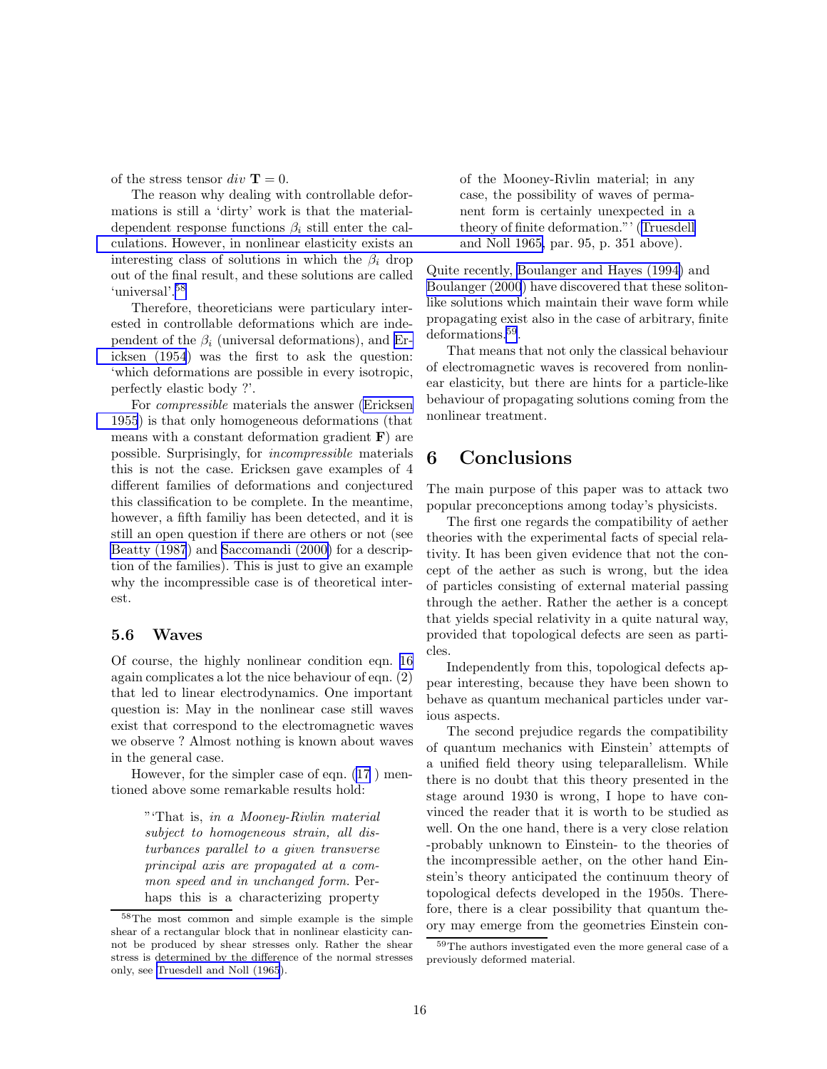of the stress tensor $div\ \mathbf{T} = 0$.

The reason why dealing with controllable deformations is still a 'dirty' work is that the material-dependent response functions $\beta_i$ still enter the calculations. However, in nonlinear elasticity exists an interesting class of solutions in which the $\beta_i$ drop out of the final result, and these solutions are called 'universal'.[58]

Therefore, theoreticians were particulary interested in controllable deformations which are independent of the $\beta_i$ (universal deformations), and Ericksen (1954) was the first to ask the question: 'which deformations are possible in every isotropic, perfectly elastic body ?'.

For *compressible* materials the answer (Ericksen 1955) is that only homogeneous deformations (that means with a constant deformation gradient $\mathbf{F}$) are possible. Surprisingly, for *incompressible* materials this is not the case. Ericksen gave examples of 4 different families of deformations and conjectured this classification to be complete. In the meantime, however, a fifth familiy has been detected, and it is still an open question if there are others or not (see Beatty (1987) and Saccomandi (2000) for a description of the families). This is just to give an example why the incompressible case is of theoretical interest.

### 5.6 Waves

Of course, the highly nonlinear condition eqn. 16 again complicates a lot the nice behaviour of eqn. (2) that led to linear electrodynamics. One important question is: May in the nonlinear case still waves exist that correspond to the electromagnetic waves we observe ? Almost nothing is known about waves in the general case.

However, for the simpler case of eqn. (17 ) mentioned above some remarkable results hold:

> "'That is, *in a Mooney-Rivlin material subject to homogeneous strain, all disturbances parallel to a given transverse principal axis are propagated at a common speed and in unchanged form.* Perhaps this is a characterizing property of the Mooney-Rivlin material; in any case, the possibility of waves of permanent form is certainly unexpected in a theory of finite deformation."' (Truesdell and Noll 1965, par. 95, p. 351 above).

Quite recently, Boulanger and Hayes (1994) and Boulanger (2000) have discovered that these soliton-like solutions which maintain their wave form while propagating exist also in the case of arbitrary, finite deformations.[59].

That means that not only the classical behaviour of electromagnetic waves is recovered from nonlinear elasticity, but there are hints for a particle-like behaviour of propagating solutions coming from the nonlinear treatment.

## 6 Conclusions

The main purpose of this paper was to attack two popular preconceptions among today's physicists.

The first one regards the compatibility of aether theories with the experimental facts of special relativity. It has been given evidence that not the concept of the aether as such is wrong, but the idea of particles consisting of external material passing through the aether. Rather the aether is a concept that yields special relativity in a quite natural way, provided that topological defects are seen as particles.

Independently from this, topological defects appear interesting, because they have been shown to behave as quantum mechanical particles under various aspects.

The second prejudice regards the compatibility of quantum mechanics with Einstein' attempts of a unified field theory using teleparallelism. While there is no doubt that this theory presented in the stage around 1930 is wrong, I hope to have convinced the reader that it is worth to be studied as well. On the one hand, there is a very close relation -probably unknown to Einstein- to the theories of the incompressible aether, on the other hand Einstein's theory anticipated the continuum theory of topological defects developed in the 1950s. Therefore, there is a clear possibility that quantum theory may emerge from the geometries Einstein con-

---

[58] The most common and simple example is the simple shear of a rectangular block that in nonlinear elasticity cannot be produced by shear stresses only. Rather the shear stress is determined by the difference of the normal stresses only, see Truesdell and Noll (1965).

[59] The authors investigated even the more general case of a previously deformed material.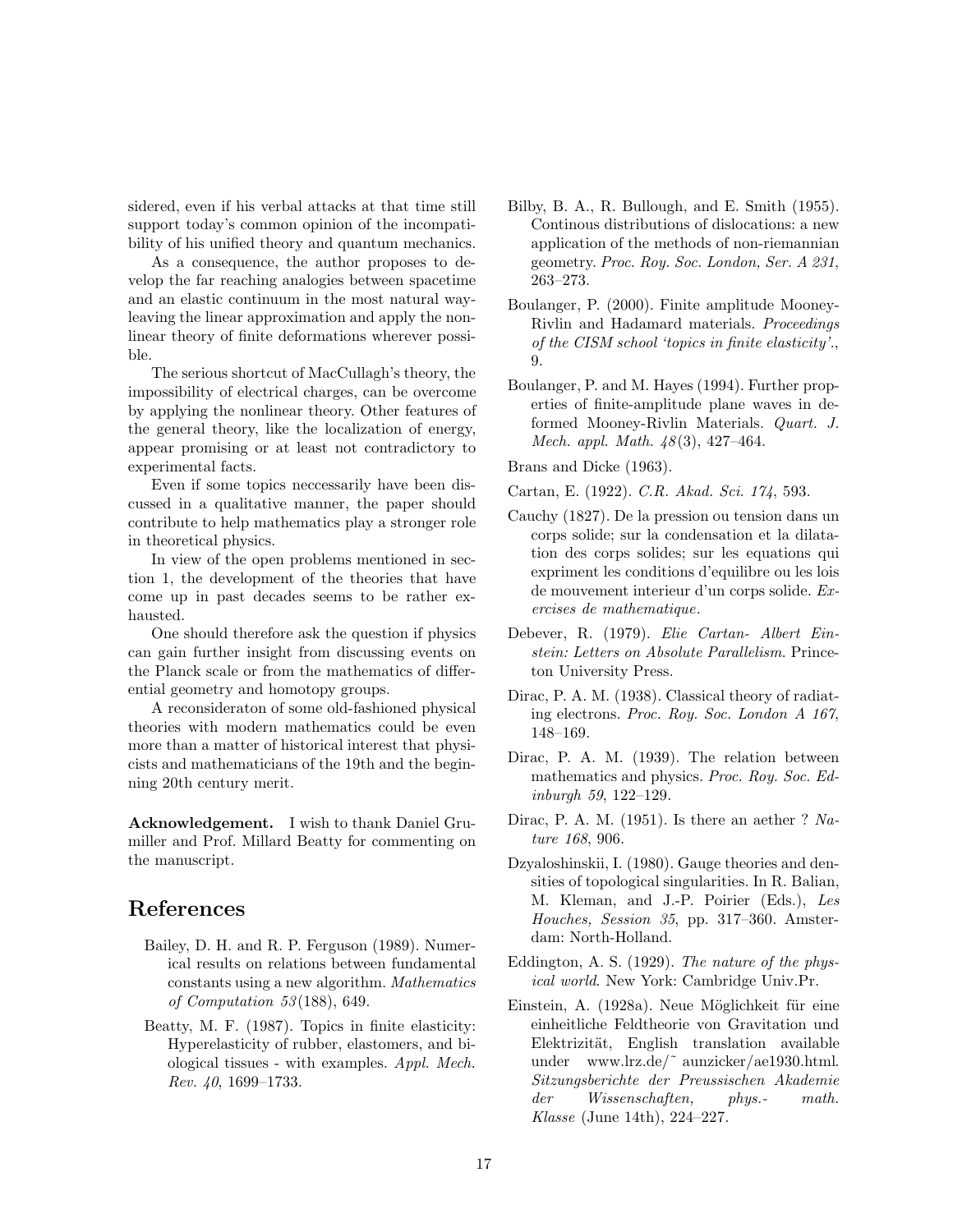sidered, even if his verbal attacks at that time still support today's common opinion of the incompatibility of his unified theory and quantum mechanics.

As a consequence, the author proposes to develop the far reaching analogies between spacetime and an elastic continuum in the most natural way-leaving the linear approximation and apply the nonlinear theory of finite deformations wherever possible.

The serious shortcut of MacCullagh's theory, the impossibility of electrical charges, can be overcome by applying the nonlinear theory. Other features of the general theory, like the localization of energy, appear promising or at least not contradictory to experimental facts.

Even if some topics neccessarily have been discussed in a qualitative manner, the paper should contribute to help mathematics play a stronger role in theoretical physics.

In view of the open problems mentioned in section 1, the development of the theories that have come up in past decades seems to be rather exhausted.

One should therefore ask the question if physics can gain further insight from discussing events on the Planck scale or from the mathematics of differential geometry and homotopy groups.

A reconsideraton of some old-fashioned physical theories with modern mathematics could be even more than a matter of historical interest that physicists and mathematicians of the 19th and the beginning 20th century merit.

**Acknowledgement.** I wish to thank Daniel Grumiller and Prof. Millard Beatty for commenting on the manuscript.

## References

Bailey, D. H. and R. P. Ferguson (1989). Numerical results on relations between fundamental constants using a new algorithm. *Mathematics of Computation 53*(188), 649.

Beatty, M. F. (1987). Topics in finite elasticity: Hyperelasticity of rubber, elastomers, and biological tissues - with examples. *Appl. Mech. Rev. 40*, 1699–1733.

Bilby, B. A., R. Bullough, and E. Smith (1955). Continous distributions of dislocations: a new application of the methods of non-riemannian geometry. *Proc. Roy. Soc. London, Ser. A 231*, 263–273.

Boulanger, P. (2000). Finite amplitude Mooney-Rivlin and Hadamard materials. *Proceedings of the CISM school 'topics in finite elasticity'.*, 9.

Boulanger, P. and M. Hayes (1994). Further properties of finite-amplitude plane waves in deformed Mooney-Rivlin Materials. *Quart. J. Mech. appl. Math. 48*(3), 427–464.

Brans and Dicke (1963).

Cartan, E. (1922). *C.R. Akad. Sci. 174*, 593.

Cauchy (1827). De la pression ou tension dans un corps solide; sur la condensation et la dilatation des corps solides; sur les equations qui expriment les conditions d'equilibre ou les lois de mouvement interieur d'un corps solide. *Exercises de mathematique*.

Debever, R. (1979). *Elie Cartan- Albert Einstein: Letters on Absolute Parallelism*. Princeton University Press.

Dirac, P. A. M. (1938). Classical theory of radiating electrons. *Proc. Roy. Soc. London A 167*, 148–169.

Dirac, P. A. M. (1939). The relation between mathematics and physics. *Proc. Roy. Soc. Edinburgh 59*, 122–129.

Dirac, P. A. M. (1951). Is there an aether ? *Nature 168*, 906.

Dzyaloshinskii, I. (1980). Gauge theories and densities of topological singularities. In R. Balian, M. Kleman, and J.-P. Poirier (Eds.), *Les Houches, Session 35*, pp. 317–360. Amsterdam: North-Holland.

Eddington, A. S. (1929). *The nature of the physical world*. New York: Cambridge Univ.Pr.

Einstein, A. (1928a). Neue Möglichkeit für eine einheitliche Feldtheorie von Gravitation und Elektrizität, English translation available under www.lrz.de/~ aunzicker/ae1930.html. *Sitzungsberichte der Preussischen Akademie der Wissenschaften, phys.- math. Klasse* (June 14th), 224–227.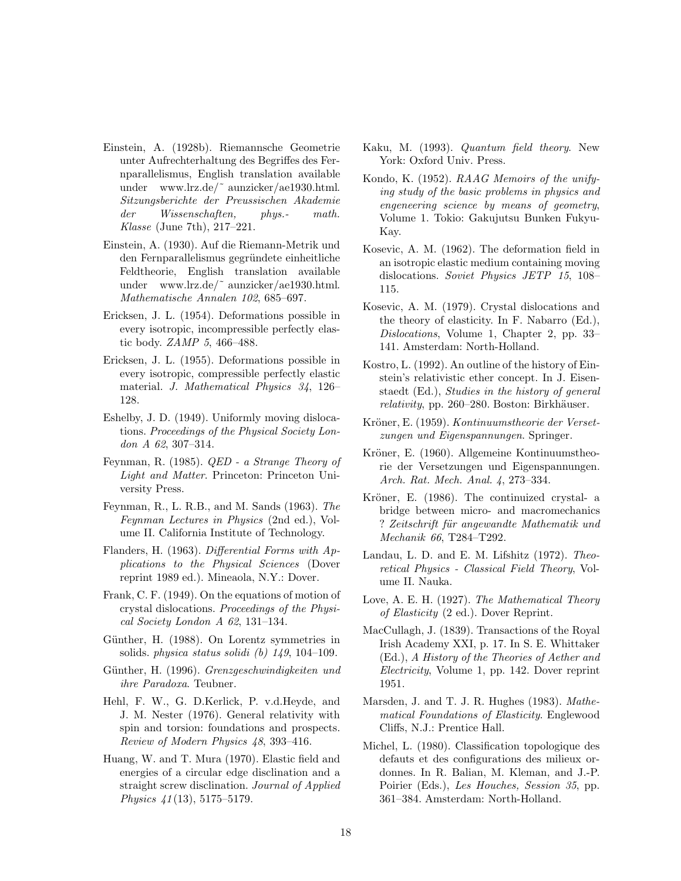Einstein, A. (1928b). Riemannsche Geometrie unter Aufrechterhaltung des Begriffes des Fernparallelismus, English translation available under www.lrz.de/~ aunzicker/ae1930.html. *Sitzungsberichte der Preussischen Akademie der Wissenschaften, phys.- math. Klasse* (June 7th), 217–221.

Einstein, A. (1930). Auf die Riemann-Metrik und den Fernparallelismus gegründete einheitliche Feldtheorie, English translation available under www.lrz.de/~ aunzicker/ae1930.html. *Mathematische Annalen 102*, 685–697.

Ericksen, J. L. (1954). Deformations possible in every isotropic, incompressible perfectly elastic body. *ZAMP 5*, 466–488.

Ericksen, J. L. (1955). Deformations possible in every isotropic, compressible perfectly elastic material. *J. Mathematical Physics 34*, 126–128.

Eshelby, J. D. (1949). Uniformly moving dislocations. *Proceedings of the Physical Society London A 62*, 307–314.

Feynman, R. (1985). *QED - a Strange Theory of Light and Matter*. Princeton: Princeton University Press.

Feynman, R., L. R.B., and M. Sands (1963). *The Feynman Lectures in Physics* (2nd ed.), Volume II. California Institute of Technology.

Flanders, H. (1963). *Differential Forms with Applications to the Physical Sciences* (Dover reprint 1989 ed.). Mineaola, N.Y.: Dover.

Frank, C. F. (1949). On the equations of motion of crystal dislocations. *Proceedings of the Physical Society London A 62*, 131–134.

Günther, H. (1988). On Lorentz symmetries in solids. *physica status solidi (b) 149*, 104–109.

Günther, H. (1996). *Grenzgeschwindigkeiten und ihre Paradoxa*. Teubner.

Hehl, F. W., G. D.Kerlick, P. v.d.Heyde, and J. M. Nester (1976). General relativity with spin and torsion: foundations and prospects. *Review of Modern Physics 48*, 393–416.

Huang, W. and T. Mura (1970). Elastic field and energies of a circular edge disclination and a straight screw disclination. *Journal of Applied Physics 41*(13), 5175–5179.

Kaku, M. (1993). *Quantum field theory*. New York: Oxford Univ. Press.

Kondo, K. (1952). *RAAG Memoirs of the unifying study of the basic problems in physics and engeneering science by means of geometry*, Volume 1. Tokio: Gakujutsu Bunken Fukyu-Kay.

Kosevic, A. M. (1962). The deformation field in an isotropic elastic medium containing moving dislocations. *Soviet Physics JETP 15*, 108–115.

Kosevic, A. M. (1979). Crystal dislocations and the theory of elasticity. In F. Nabarro (Ed.), *Dislocations*, Volume 1, Chapter 2, pp. 33–141. Amsterdam: North-Holland.

Kostro, L. (1992). An outline of the history of Einstein's relativistic ether concept. In J. Eisenstaedt (Ed.), *Studies in the history of general relativity*, pp. 260–280. Boston: Birkhäuser.

Kröner, E. (1959). *Kontinuumstheorie der Versetzungen und Eigenspannungen*. Springer.

Kröner, E. (1960). Allgemeine Kontinuumstheorie der Versetzungen und Eigenspannungen. *Arch. Rat. Mech. Anal. 4*, 273–334.

Kröner, E. (1986). The continuized crystal- a bridge between micro- and macromechanics ? *Zeitschrift für angewandte Mathematik und Mechanik 66*, T284–T292.

Landau, L. D. and E. M. Lifshitz (1972). *Theoretical Physics - Classical Field Theory*, Volume II. Nauka.

Love, A. E. H. (1927). *The Mathematical Theory of Elasticity* (2 ed.). Dover Reprint.

MacCullagh, J. (1839). Transactions of the Royal Irish Academy XXI, p. 17. In S. E. Whittaker (Ed.), *A History of the Theories of Aether and Electricity*, Volume 1, pp. 142. Dover reprint 1951.

Marsden, J. and T. J. R. Hughes (1983). *Mathematical Foundations of Elasticity*. Englewood Cliffs, N.J.: Prentice Hall.

Michel, L. (1980). Classification topologique des defauts et des configurations des milieux ordonnes. In R. Balian, M. Kleman, and J.-P. Poirier (Eds.), *Les Houches, Session 35*, pp. 361–384. Amsterdam: North-Holland.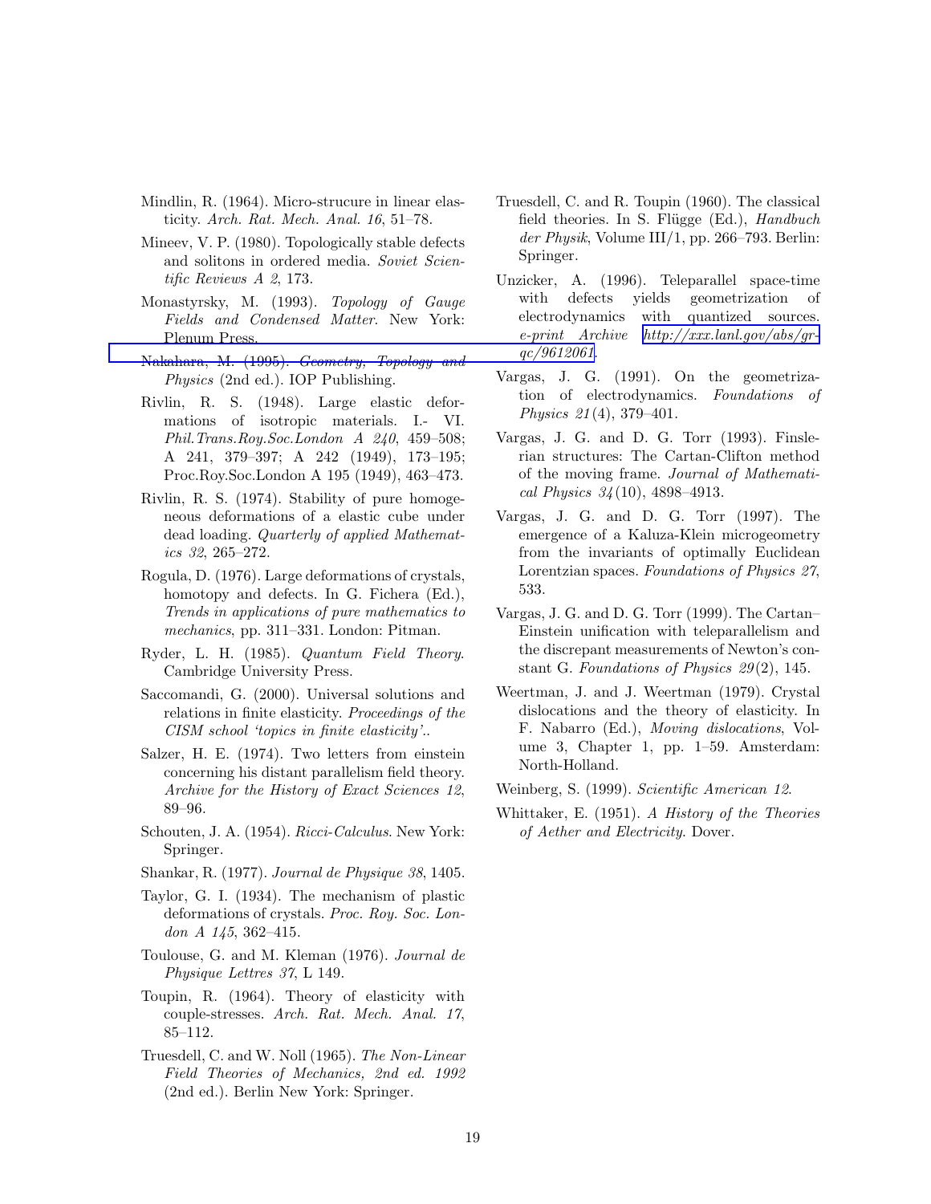Mindlin, R. (1964). Micro-strucure in linear elasticity. *Arch. Rat. Mech. Anal. 16*, 51–78.

Mineev, V. P. (1980). Topologically stable defects and solitons in ordered media. *Soviet Scientific Reviews A 2*, 173.

Monastyrsky, M. (1993). *Topology of Gauge Fields and Condensed Matter*. New York: Plenum Press.

Nakahara, M. (1995). *Geometry, Topology and Physics* (2nd ed.). IOP Publishing.

Rivlin, R. S. (1948). Large elastic deformations of isotropic materials. I.- VI. *Phil.Trans.Roy.Soc.London A 240*, 459–508; A 241, 379–397; A 242 (1949), 173–195; Proc.Roy.Soc.London A 195 (1949), 463–473.

Rivlin, R. S. (1974). Stability of pure homogeneous deformations of a elastic cube under dead loading. *Quarterly of applied Mathematics 32*, 265–272.

Rogula, D. (1976). Large deformations of crystals, homotopy and defects. In G. Fichera (Ed.), *Trends in applications of pure mathematics to mechanics*, pp. 311–331. London: Pitman.

Ryder, L. H. (1985). *Quantum Field Theory*. Cambridge University Press.

Saccomandi, G. (2000). Universal solutions and relations in finite elasticity. *Proceedings of the CISM school 'topics in finite elasticity'.*.

Salzer, H. E. (1974). Two letters from einstein concerning his distant parallelism field theory. *Archive for the History of Exact Sciences 12*, 89–96.

Schouten, J. A. (1954). *Ricci-Calculus*. New York: Springer.

Shankar, R. (1977). *Journal de Physique 38*, 1405.

Taylor, G. I. (1934). The mechanism of plastic deformations of crystals. *Proc. Roy. Soc. London A 145*, 362–415.

Toulouse, G. and M. Kleman (1976). *Journal de Physique Lettres 37*, L 149.

Toupin, R. (1964). Theory of elasticity with couple-stresses. *Arch. Rat. Mech. Anal. 17*, 85–112.

Truesdell, C. and W. Noll (1965). *The Non-Linear Field Theories of Mechanics, 2nd ed. 1992* (2nd ed.). Berlin New York: Springer.

Truesdell, C. and R. Toupin (1960). The classical field theories. In S. Flügge (Ed.), *Handbuch der Physik*, Volume III/1, pp. 266–793. Berlin: Springer.

Unzicker, A. (1996). Teleparallel space-time with defects yields geometrization of electrodynamics with quantized sources. *e-print Archive http://xxx.lanl.gov/abs/gr-qc/9612061*.

Vargas, J. G. (1991). On the geometrization of electrodynamics. *Foundations of Physics 21*(4), 379–401.

Vargas, J. G. and D. G. Torr (1993). Finslerian structures: The Cartan-Clifton method of the moving frame. *Journal of Mathematical Physics 34*(10), 4898–4913.

Vargas, J. G. and D. G. Torr (1997). The emergence of a Kaluza-Klein microgeometry from the invariants of optimally Euclidean Lorentzian spaces. *Foundations of Physics 27*, 533.

Vargas, J. G. and D. G. Torr (1999). The Cartan–Einstein unification with teleparallelism and the discrepant measurements of Newton's constant G. *Foundations of Physics 29*(2), 145.

Weertman, J. and J. Weertman (1979). Crystal dislocations and the theory of elasticity. In F. Nabarro (Ed.), *Moving dislocations*, Volume 3, Chapter 1, pp. 1–59. Amsterdam: North-Holland.

Weinberg, S. (1999). *Scientific American 12*.

Whittaker, E. (1951). *A History of the Theories of Aether and Electricity*. Dover.